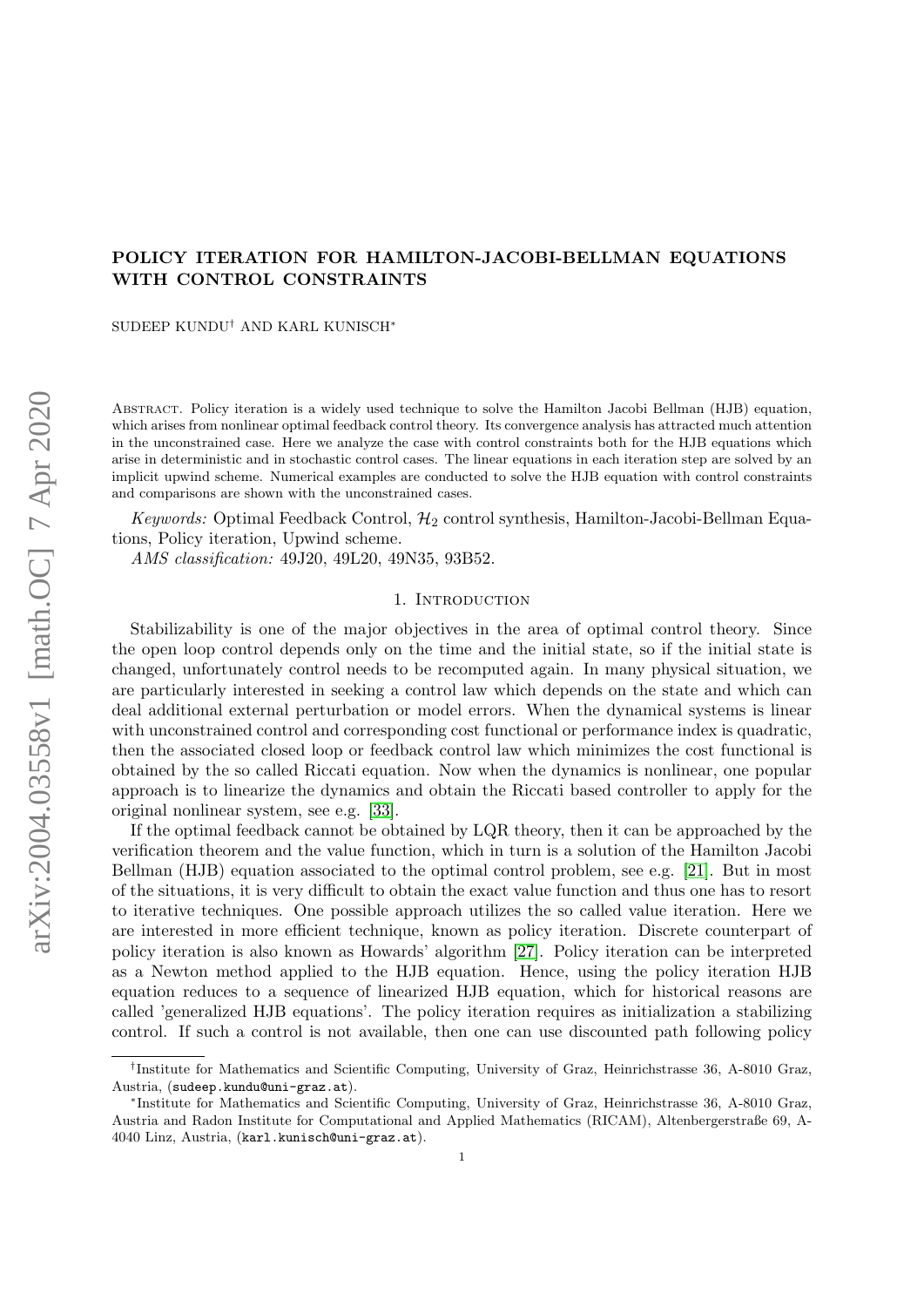# POLICY ITERATION FOR HAMILTON-JACOBI-BELLMAN EQUATIONS WITH CONTROL CONSTRAINTS

SUDEEP KUNDU[†] AND KARL KUNISCH[*]

Abstract. Policy iteration is a widely used technique to solve the Hamilton Jacobi Bellman (HJB) equation, which arises from nonlinear optimal feedback control theory. Its convergence analysis has attracted much attention in the unconstrained case. Here we analyze the case with control constraints both for the HJB equations which arise in deterministic and in stochastic control cases. The linear equations in each iteration step are solved by an implicit upwind scheme. Numerical examples are conducted to solve the HJB equation with control constraints and comparisons are shown with the unconstrained cases.

*Keywords:* Optimal Feedback Control, $\mathcal{H}_2$ control synthesis, Hamilton-Jacobi-Bellman Equations, Policy iteration, Upwind scheme.

*AMS classification:* 49J20, 49L20, 49N35, 93B52.

## 1. Introduction

Stabilizability is one of the major objectives in the area of optimal control theory. Since the open loop control depends only on the time and the initial state, so if the initial state is changed, unfortunately control needs to be recomputed again. In many physical situation, we are particularly interested in seeking a control law which depends on the state and which can deal additional external perturbation or model errors. When the dynamical systems is linear with unconstrained control and corresponding cost functional or performance index is quadratic, then the associated closed loop or feedback control law which minimizes the cost functional is obtained by the so called Riccati equation. Now when the dynamics is nonlinear, one popular approach is to linearize the dynamics and obtain the Riccati based controller to apply for the original nonlinear system, see e.g. [33].

If the optimal feedback cannot be obtained by LQR theory, then it can be approached by the verification theorem and the value function, which in turn is a solution of the Hamilton Jacobi Bellman (HJB) equation associated to the optimal control problem, see e.g. [21]. But in most of the situations, it is very difficult to obtain the exact value function and thus one has to resort to iterative techniques. One possible approach utilizes the so called value iteration. Here we are interested in more efficient technique, known as policy iteration. Discrete counterpart of policy iteration is also known as Howards' algorithm [27]. Policy iteration can be interpreted as a Newton method applied to the HJB equation. Hence, using the policy iteration HJB equation reduces to a sequence of linearized HJB equation, which for historical reasons are called 'generalized HJB equations'. The policy iteration requires as initialization a stabilizing control. If such a control is not available, then one can use discounted path following policy

---

[†]Institute for Mathematics and Scientific Computing, University of Graz, Heinrichstrasse 36, A-8010 Graz, Austria, (sudeep.kundu@uni-graz.at).

[*]Institute for Mathematics and Scientific Computing, University of Graz, Heinrichstrasse 36, A-8010 Graz, Austria and Radon Institute for Computational and Applied Mathematics (RICAM), Altenbergerstraße 69, A-4040 Linz, Austria, (karl.kunisch@uni-graz.at).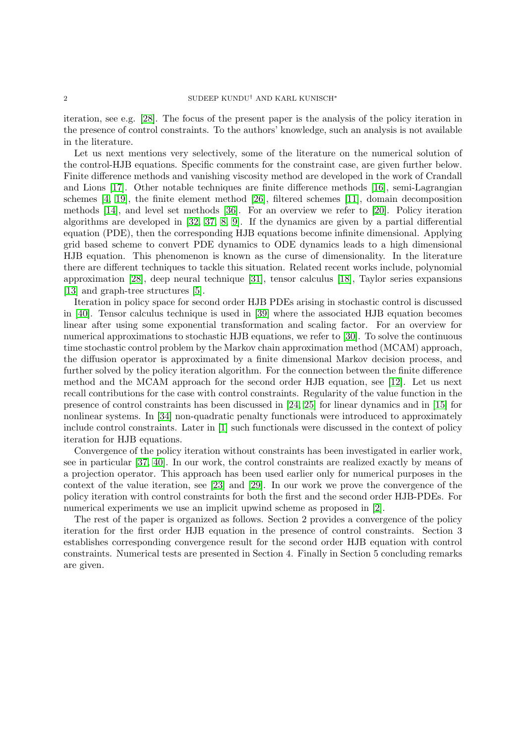iteration, see e.g. [28]. The focus of the present paper is the analysis of the policy iteration in the presence of control constraints. To the authors' knowledge, such an analysis is not available in the literature.

Let us next mentions very selectively, some of the literature on the numerical solution of the control-HJB equations. Specific comments for the constraint case, are given further below. Finite difference methods and vanishing viscosity method are developed in the work of Crandall and Lions [17]. Other notable techniques are finite difference methods [16], semi-Lagrangian schemes [4, 19], the finite element method [26], filtered schemes [11], domain decomposition methods [14], and level set methods [36]. For an overview we refer to [20]. Policy iteration algorithms are developed in [32, 37, 8, 9]. If the dynamics are given by a partial differential equation (PDE), then the corresponding HJB equations become infinite dimensional. Applying grid based scheme to convert PDE dynamics to ODE dynamics leads to a high dimensional HJB equation. This phenomenon is known as the curse of dimensionality. In the literature there are different techniques to tackle this situation. Related recent works include, polynomial approximation [28], deep neural technique [31], tensor calculus [18], Taylor series expansions [13] and graph-tree structures [5].

Iteration in policy space for second order HJB PDEs arising in stochastic control is discussed in [40]. Tensor calculus technique is used in [39] where the associated HJB equation becomes linear after using some exponential transformation and scaling factor. For an overview for numerical approximations to stochastic HJB equations, we refer to [30]. To solve the continuous time stochastic control problem by the Markov chain approximation method (MCAM) approach, the diffusion operator is approximated by a finite dimensional Markov decision process, and further solved by the policy iteration algorithm. For the connection between the finite difference method and the MCAM approach for the second order HJB equation, see [12]. Let us next recall contributions for the case with control constraints. Regularity of the value function in the presence of control constraints has been discussed in [24, 25] for linear dynamics and in [15] for nonlinear systems. In [34] non-quadratic penalty functionals were introduced to approximately include control constraints. Later in [1] such functionals were discussed in the context of policy iteration for HJB equations.

Convergence of the policy iteration without constraints has been investigated in earlier work, see in particular [37, 40]. In our work, the control constraints are realized exactly by means of a projection operator. This approach has been used earlier only for numerical purposes in the context of the value iteration, see [23] and [29]. In our work we prove the convergence of the policy iteration with control constraints for both the first and the second order HJB-PDEs. For numerical experiments we use an implicit upwind scheme as proposed in [2].

The rest of the paper is organized as follows. Section 2 provides a convergence of the policy iteration for the first order HJB equation in the presence of control constraints. Section 3 establishes corresponding convergence result for the second order HJB equation with control constraints. Numerical tests are presented in Section 4. Finally in Section 5 concluding remarks are given.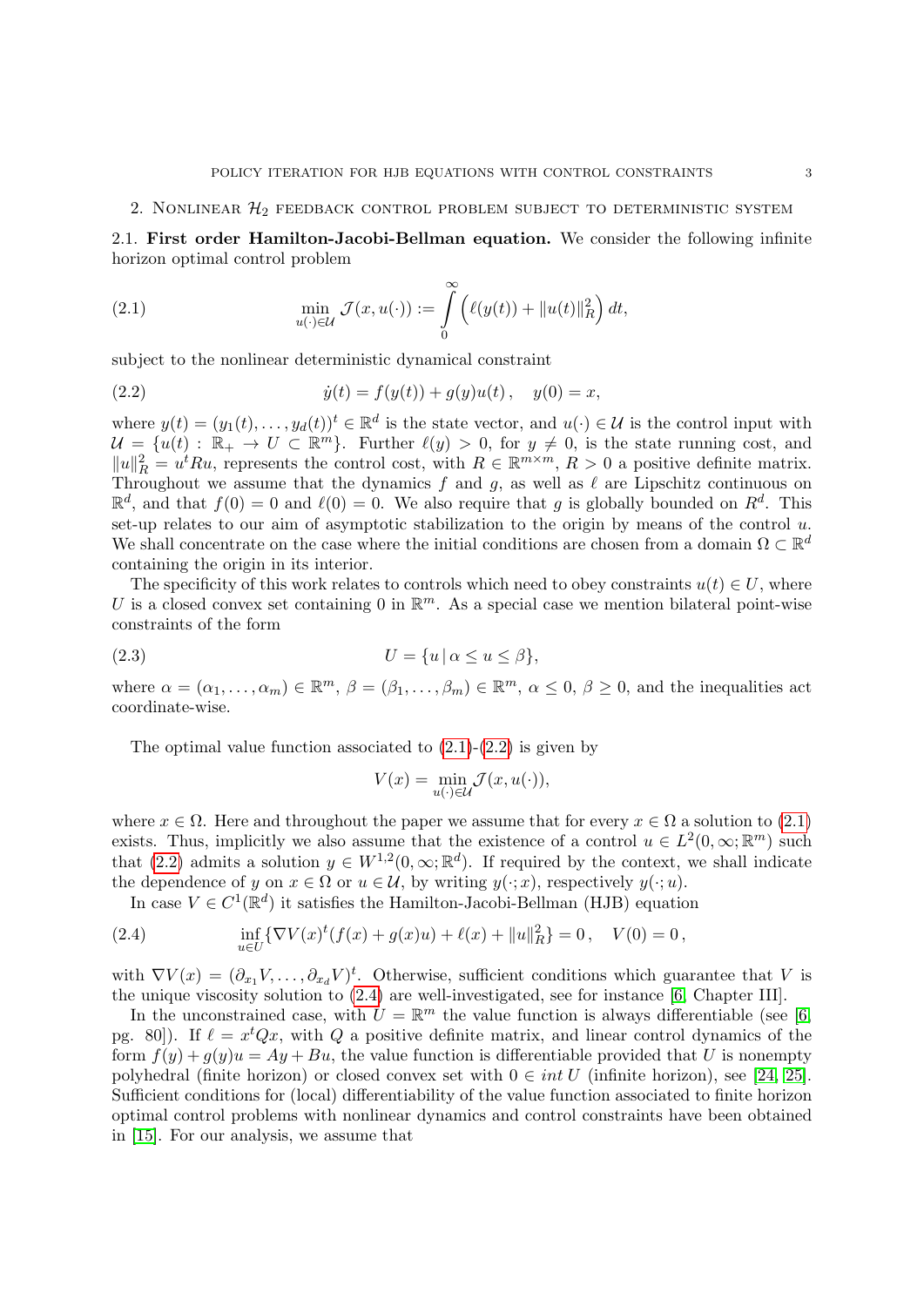## 2. Nonlinear $\mathcal{H}_2$ feedback control problem subject to deterministic system

### 2.1. First order Hamilton-Jacobi-Bellman equation.

We consider the following infinite horizon optimal control problem

$$\min_{u(\cdot)\in\mathcal{U}} \mathcal{J}(x,u(\cdot)) := \int_0^\infty \Big(\ell(y(t)) + \|u(t)\|_R^2\Big)\,dt, \tag{2.1}$$

subject to the nonlinear deterministic dynamical constraint

$$\dot{y}(t) = f(y(t)) + g(y)u(t)\,, \quad y(0) = x, \tag{2.2}$$

where $y(t) = (y_1(t),\dots,y_d(t))^t \in \mathbb{R}^d$ is the state vector, and $u(\cdot) \in \mathcal{U}$ is the control input with $\mathcal{U} = \{u(t) : \mathbb{R}_+ \to U \subset \mathbb{R}^m\}$. Further $\ell(y) > 0$, for $y \neq 0$, is the state running cost, and $\|u\|_R^2 = u^t R u$, represents the control cost, with $R \in \mathbb{R}^{m\times m}$, $R > 0$ a positive definite matrix. Throughout we assume that the dynamics $f$ and $g$, as well as $\ell$ are Lipschitz continuous on $\mathbb{R}^d$, and that $f(0) = 0$ and $\ell(0) = 0$. We also require that $g$ is globally bounded on $R^d$. This set-up relates to our aim of asymptotic stabilization to the origin by means of the control $u$. We shall concentrate on the case where the initial conditions are chosen from a domain $\Omega \subset \mathbb{R}^d$ containing the origin in its interior.

The specificity of this work relates to controls which need to obey constraints $u(t) \in U$, where $U$ is a closed convex set containing 0 in $\mathbb{R}^m$. As a special case we mention bilateral point-wise constraints of the form

$$U = \{u \,|\, \alpha \le u \le \beta\}, \tag{2.3}$$

where $\alpha = (\alpha_1,\dots,\alpha_m) \in \mathbb{R}^m$, $\beta = (\beta_1,\dots,\beta_m) \in \mathbb{R}^m$, $\alpha \le 0$, $\beta \ge 0$, and the inequalities act coordinate-wise.

The optimal value function associated to (2.1)-(2.2) is given by

$$V(x) = \min_{u(\cdot)\in\mathcal{U}} \mathcal{J}(x,u(\cdot)),$$

where $x \in \Omega$. Here and throughout the paper we assume that for every $x \in \Omega$ a solution to (2.1) exists. Thus, implicitly we also assume that the existence of a control $u \in L^2(0,\infty;\mathbb{R}^m)$ such that (2.2) admits a solution $y \in W^{1,2}(0,\infty;\mathbb{R}^d)$. If required by the context, we shall indicate the dependence of $y$ on $x \in \Omega$ or $u \in \mathcal{U}$, by writing $y(\cdot;x)$, respectively $y(\cdot;u)$.

In case $V \in C^1(\mathbb{R}^d)$ it satisfies the Hamilton-Jacobi-Bellman (HJB) equation

$$\inf_{u\in U}\{\nabla V(x)^t(f(x) + g(x)u) + \ell(x) + \|u\|_R^2\} = 0\,, \quad V(0) = 0\,, \tag{2.4}$$

with $\nabla V(x) = (\partial_{x_1}V,\dots,\partial_{x_d}V)^t$. Otherwise, sufficient conditions which guarantee that $V$ is the unique viscosity solution to (2.4) are well-investigated, see for instance [6, Chapter III].

In the unconstrained case, with $U = \mathbb{R}^m$ the value function is always differentiable (see [6, pg. 80]). If $\ell = x^tQx$, with $Q$ a positive definite matrix, and linear control dynamics of the form $f(y) + g(y)u = Ay + Bu$, the value function is differentiable provided that $U$ is nonempty polyhedral (finite horizon) or closed convex set with $0 \in int\ U$ (infinite horizon), see [24, 25]. Sufficient conditions for (local) differentiability of the value function associated to finite horizon optimal control problems with nonlinear dynamics and control constraints have been obtained in [15]. For our analysis, we assume that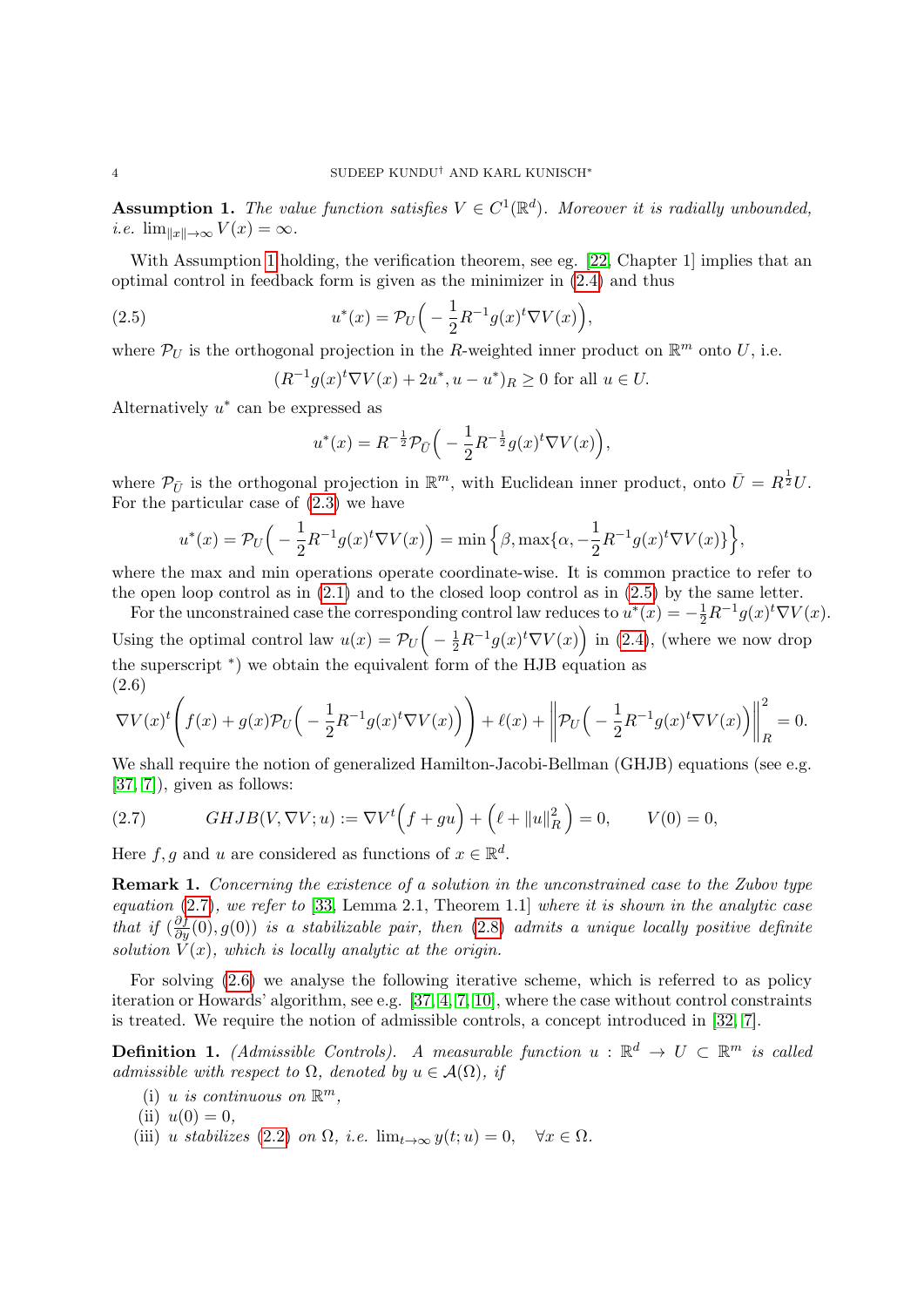**Assumption 1.** *The value function satisfies $V \in C^1(\mathbb{R}^d)$. Moreover it is radially unbounded, i.e. $\lim_{\|x\|\to\infty} V(x) = \infty$.*

With Assumption 1 holding, the verification theorem, see eg. [22, Chapter 1] implies that an optimal control in feedback form is given as the minimizer in (2.4) and thus

$$u^*(x) = \mathcal{P}_U\Big( -\frac{1}{2}R^{-1}g(x)^t\nabla V(x)\Big), \tag{2.5}$$

where $\mathcal{P}_U$ is the orthogonal projection in the $R$-weighted inner product on $\mathbb{R}^m$ onto $U$, i.e.

$$(R^{-1}g(x)^t\nabla V(x) + 2u^*, u - u^*)_R \geq 0 \text{ for all } u \in U.$$

Alternatively $u^*$ can be expressed as

$$u^*(x) = R^{-\frac{1}{2}}\mathcal{P}_{\bar{U}}\Big( -\frac{1}{2}R^{-\frac{1}{2}}g(x)^t\nabla V(x)\Big),$$

where $\mathcal{P}_{\bar{U}}$ is the orthogonal projection in $\mathbb{R}^m$, with Euclidean inner product, onto $\bar{U} = R^{\frac{1}{2}}U$. For the particular case of (2.3) we have

$$u^*(x) = \mathcal{P}_U\Big( -\frac{1}{2}R^{-1}g(x)^t\nabla V(x)\Big) = \min\Big\{\beta, \max\{\alpha, -\frac{1}{2}R^{-1}g(x)^t\nabla V(x)\}\Big\},$$

where the max and min operations operate coordinate-wise. It is common practice to refer to the open loop control as in (2.1) and to the closed loop control as in (2.5) by the same letter.

For the unconstrained case the corresponding control law reduces to $u^*(x) = -\frac{1}{2}R^{-1}g(x)^t\nabla V(x)$. Using the optimal control law $u(x) = \mathcal{P}_U\Big( -\frac{1}{2}R^{-1}g(x)^t\nabla V(x)\Big)$ in (2.4), (where we now drop the superscript $^*$) we obtain the equivalent form of the HJB equation as

$$\nabla V(x)^t\bigg( f(x) + g(x)\mathcal{P}_U\Big( -\frac{1}{2}R^{-1}g(x)^t\nabla V(x)\Big)\bigg) + \ell(x) + \bigg\|\mathcal{P}_U\Big( -\frac{1}{2}R^{-1}g(x)^t\nabla V(x)\Big)\bigg\|_R^2 = 0. \tag{2.6}$$

We shall require the notion of generalized Hamilton-Jacobi-Bellman (GHJB) equations (see e.g. [37, 7]), given as follows:

$$GHJB(V, \nabla V; u) := \nabla V^t\Big(f + gu\Big) + \Big(\ell + \|u\|_R^2\Big) = 0, \qquad V(0) = 0, \tag{2.7}$$

Here $f, g$ and $u$ are considered as functions of $x \in \mathbb{R}^d$.

**Remark 1.** *Concerning the existence of a solution in the unconstrained case to the Zubov type equation (2.7), we refer to [33, Lemma 2.1, Theorem 1.1] where it is shown in the analytic case that if $(\frac{\partial f}{\partial y}(0), g(0))$ is a stabilizable pair, then (2.8) admits a unique locally positive definite solution $V(x)$, which is locally analytic at the origin.*

For solving (2.6) we analyse the following iterative scheme, which is referred to as policy iteration or Howards' algorithm, see e.g. [37, 4, 7, 10], where the case without control constraints is treated. We require the notion of admissible controls, a concept introduced in [32, 7].

**Definition 1.** *(Admissible Controls). A measurable function $u : \mathbb{R}^d \to U \subset \mathbb{R}^m$ is called admissible with respect to $\Omega$, denoted by $u \in \mathcal{A}(\Omega)$, if*

(i) *$u$ is continuous on $\mathbb{R}^m$,*
(ii) *$u(0) = 0$,*
(iii) *$u$ stabilizes (2.2) on $\Omega$, i.e. $\lim_{t\to\infty} y(t; u) = 0, \quad \forall x \in \Omega$.*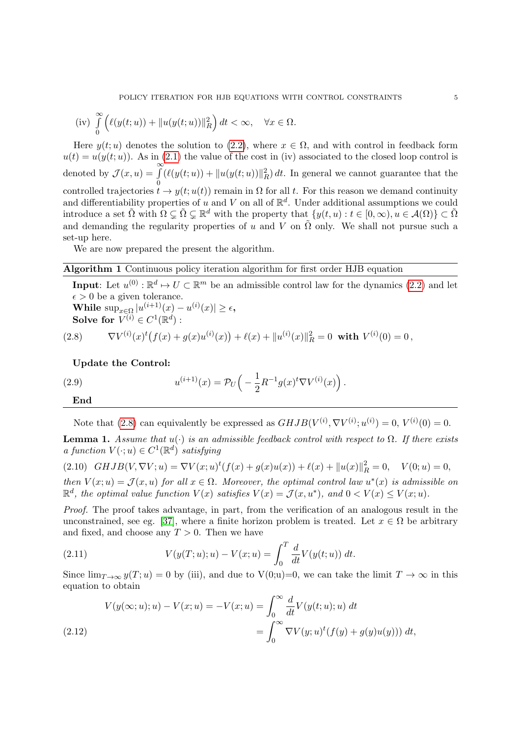(iv) $\int\limits_0^\infty \Big(\ell(y(t;u)) + \|u(y(t;u))\|_R^2\Big)\, dt < \infty, \quad \forall x \in \Omega.$

Here $y(t;u)$ denotes the solution to (2.2), where $x \in \Omega$, and with control in feedback form $u(t) = u(y(t;u))$. As in (2.1) the value of the cost in (iv) associated to the closed loop control is denoted by $\mathcal{J}(x,u) = \int\limits_0^\infty (\ell(y(t;u)) + \|u(y(t;u))\|_R^2)\, dt$. In general we cannot guarantee that the controlled trajectories $t \to y(t;u(t))$ remain in $\Omega$ for all $t$. For this reason we demand continuity and differentiability properties of $u$ and $V$ on all of $\mathbb{R}^d$. Under additional assumptions we could introduce a set $\tilde{\Omega}$ with $\Omega \subsetneq \tilde{\Omega} \subsetneq \mathbb{R}^d$ with the property that $\{y(t,u) : t \in [0,\infty), u \in \mathcal{A}(\Omega)\} \subset \tilde{\Omega}$ and demanding the regularity properties of $u$ and $V$ on $\tilde{\Omega}$ only. We shall not pursue such a set-up here.

We are now prepared the present the algorithm.

---

**Algorithm 1** Continuous policy iteration algorithm for first order HJB equation

---

**Input**: Let $u^{(0)} : \mathbb{R}^d \mapsto U \subset \mathbb{R}^m$ be an admissible control law for the dynamics (2.2) and let $\epsilon > 0$ be a given tolerance.

**While** $\sup_{x\in\Omega} |u^{(i+1)}(x) - u^{(i)}(x)| \geq \epsilon$**,**

**Solve for** $V^{(i)} \in C^1(\mathbb{R}^d)$ **:**

$$\nabla V^{(i)}(x)^t\big(f(x) + g(x)u^{(i)}(x)\big) + \ell(x) + \|u^{(i)}(x)\|_R^2 = 0 \ \ \textbf{with} \ V^{(i)}(0) = 0\,, \tag{2.8}$$

**Update the Control:**

$$u^{(i+1)}(x) = \mathcal{P}_U\Big(-\frac{1}{2}R^{-1}g(x)^t\nabla V^{(i)}(x)\Big)\,. \tag{2.9}$$

**End**

---

Note that (2.8) can equivalently be expressed as $GHJB(V^{(i)}, \nabla V^{(i)}; u^{(i)}) = 0$, $V^{(i)}(0) = 0$.

**Lemma 1.** *Assume that $u(\cdot)$ is an admissible feedback control with respect to $\Omega$. If there exists a function $V(\cdot;u) \in C^1(\mathbb{R}^d)$ satisfying*

$$GHJB(V, \nabla V; u) = \nabla V(x;u)^t(f(x) + g(x)u(x)) + \ell(x) + \|u(x)\|_R^2 = 0, \quad V(0;u) = 0, \tag{2.10}$$

*then $V(x;u) = \mathcal{J}(x,u)$ for all $x \in \Omega$. Moreover, the optimal control law $u^*(x)$ is admissible on $\mathbb{R}^d$, the optimal value function $V(x)$ satisfies $V(x) = \mathcal{J}(x,u^*)$, and $0 < V(x) \leq V(x;u)$.*

*Proof.* The proof takes advantage, in part, from the verification of an analogous result in the unconstrained, see eg. [37], where a finite horizon problem is treated. Let $x \in \Omega$ be arbitrary and fixed, and choose any $T > 0$. Then we have

$$V(y(T;u);u) - V(x;u) = \int_0^T \frac{d}{dt}V(y(t;u))\, dt. \tag{2.11}$$

Since $\lim_{T\to\infty} y(T;u) = 0$ by (iii), and due to V(0;u)=0, we can take the limit $T \to \infty$ in this equation to obtain

$$\begin{aligned} V(y(\infty;u);u) - V(x;u) = -V(x;u) &= \int_0^\infty \frac{d}{dt}V(y(t;u);u)\, dt \\ &= \int_0^\infty \nabla V(y;u)^t(f(y) + g(y)u(y)))\, dt, \end{aligned} \tag{2.12}$$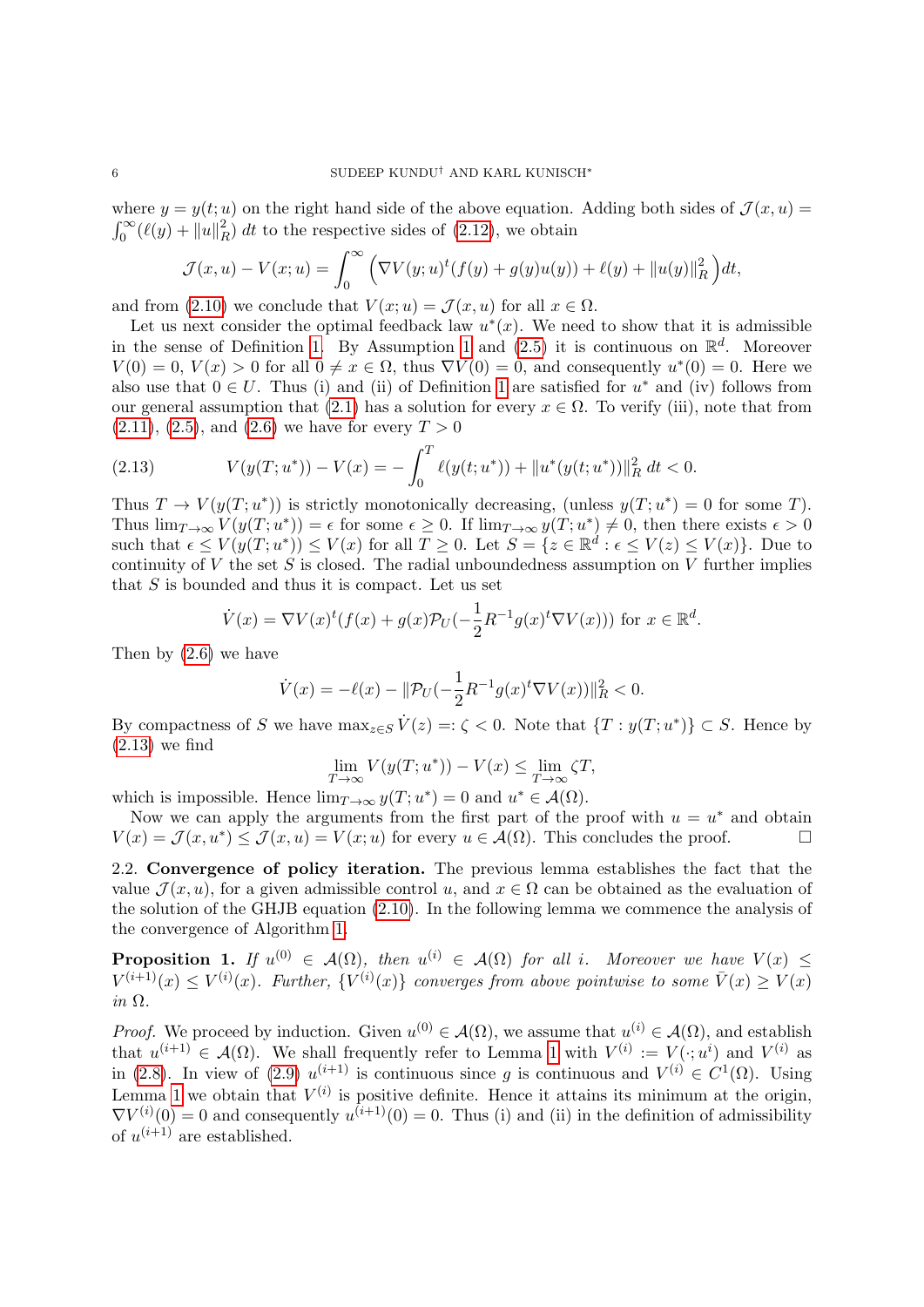where $y = y(t; u)$ on the right hand side of the above equation. Adding both sides of $\mathcal{J}(x, u) = \int_0^\infty (\ell(y) + \|u\|_R^2)\, dt$ to the respective sides of (2.12), we obtain

$$\mathcal{J}(x, u) - V(x; u) = \int_0^\infty \Big( \nabla V(y; u)^t (f(y) + g(y)u(y)) + \ell(y) + \|u(y)\|_R^2 \Big) dt,$$

and from (2.10) we conclude that $V(x; u) = \mathcal{J}(x, u)$ for all $x \in \Omega$.

Let us next consider the optimal feedback law $u^*(x)$. We need to show that it is admissible in the sense of Definition 1. By Assumption 1 and (2.5) it is continuous on $\mathbb{R}^d$. Moreover $V(0) = 0$, $V(x) > 0$ for all $0 \neq x \in \Omega$, thus $\nabla V(0) = 0$, and consequently $u^*(0) = 0$. Here we also use that $0 \in U$. Thus (i) and (ii) of Definition 1 are satisfied for $u^*$ and (iv) follows from our general assumption that (2.1) has a solution for every $x \in \Omega$. To verify (iii), note that from (2.11), (2.5), and (2.6) we have for every $T > 0$

$$V(y(T; u^*)) - V(x) = -\int_0^T \ell(y(t; u^*)) + \|u^*(y(t; u^*))\|_R^2 \, dt < 0. \tag{2.13}$$

Thus $T \to V(y(T; u^*))$ is strictly monotonically decreasing, (unless $y(T; u^*) = 0$ for some $T$). Thus $\lim_{T\to\infty} V(y(T; u^*)) = \epsilon$ for some $\epsilon \geq 0$. If $\lim_{T\to\infty} y(T; u^*) \neq 0$, then there exists $\epsilon > 0$ such that $\epsilon \leq V(y(T; u^*)) \leq V(x)$ for all $T \geq 0$. Let $S = \{z \in \mathbb{R}^d : \epsilon \leq V(z) \leq V(x)\}$. Due to continuity of $V$ the set $S$ is closed. The radial unboundedness assumption on $V$ further implies that $S$ is bounded and thus it is compact. Let us set

$$\dot{V}(x) = \nabla V(x)^t (f(x) + g(x)\mathcal{P}_U(-\frac{1}{2}R^{-1}g(x)^t \nabla V(x))) \text{ for } x \in \mathbb{R}^d.$$

Then by (2.6) we have

$$\dot{V}(x) = -\ell(x) - \|\mathcal{P}_U(-\frac{1}{2}R^{-1}g(x)^t \nabla V(x))\|_R^2 < 0.$$

By compactness of $S$ we have $\max_{z\in S} \dot{V}(z) =: \zeta < 0$. Note that $\{T : y(T; u^*)\} \subset S$. Hence by (2.13) we find

$$\lim_{T\to\infty} V(y(T; u^*)) - V(x) \leq \lim_{T\to\infty} \zeta T,$$

which is impossible. Hence $\lim_{T\to\infty} y(T; u^*) = 0$ and $u^* \in \mathcal{A}(\Omega)$.

Now we can apply the arguments from the first part of the proof with $u = u^*$ and obtain $V(x) = \mathcal{J}(x, u^*) \leq \mathcal{J}(x, u) = V(x; u)$ for every $u \in \mathcal{A}(\Omega)$. This concludes the proof. ☐

### 2.2. Convergence of policy iteration.

The previous lemma establishes the fact that the value $\mathcal{J}(x, u)$, for a given admissible control $u$, and $x \in \Omega$ can be obtained as the evaluation of the solution of the GHJB equation (2.10). In the following lemma we commence the analysis of the convergence of Algorithm 1.

**Proposition 1.** *If $u^{(0)} \in \mathcal{A}(\Omega)$, then $u^{(i)} \in \mathcal{A}(\Omega)$ for all $i$. Moreover we have $V(x) \leq V^{(i+1)}(x) \leq V^{(i)}(x)$. Further, $\{V^{(i)}(x)\}$ converges from above pointwise to some $\bar{V}(x) \geq V(x)$ in $\Omega$.*

*Proof.* We proceed by induction. Given $u^{(0)} \in \mathcal{A}(\Omega)$, we assume that $u^{(i)} \in \mathcal{A}(\Omega)$, and establish that $u^{(i+1)} \in \mathcal{A}(\Omega)$. We shall frequently refer to Lemma 1 with $V^{(i)} := V(\cdot; u^i)$ and $V^{(i)}$ as in (2.8). In view of (2.9) $u^{(i+1)}$ is continuous since $g$ is continuous and $V^{(i)} \in C^1(\Omega)$. Using Lemma 1 we obtain that $V^{(i)}$ is positive definite. Hence it attains its minimum at the origin, $\nabla V^{(i)}(0) = 0$ and consequently $u^{(i+1)}(0) = 0$. Thus (i) and (ii) in the definition of admissibility of $u^{(i+1)}$ are established.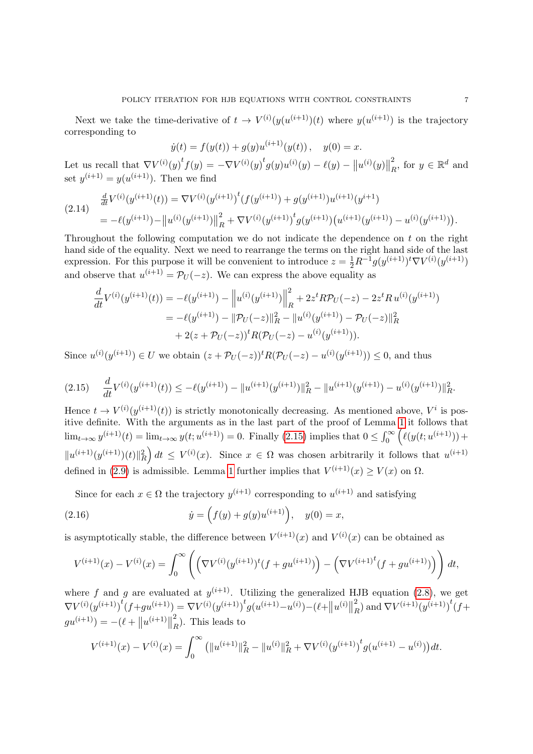Next we take the time-derivative of $t \to V^{(i)}(y(u^{(i+1)})(t)$ where $y(u^{(i+1)})$ is the trajectory corresponding to

$$\dot{y}(t) = f(y(t)) + g(y)u^{(i+1)}(y(t)), \quad y(0) = x.$$

Let us recall that $\nabla V^{(i)}(y)^t f(y) = -\nabla V^{(i)}(y)^t g(y)u^{(i)}(y) - \ell(y) - \left\|u^{(i)}(y)\right\|_R^2$, for $y \in \mathbb{R}^d$ and set $y^{(i+1)} = y(u^{(i+1)})$. Then we find

$$\begin{aligned}
&\tfrac{d}{dt}V^{(i)}(y^{(i+1)}(t)) = \nabla V^{(i)}(y^{(i+1)})^t(f(y^{(i+1)}) + g(y^{(i+1)})u^{(i+1)}(y^{i+1}) \\
&= -\ell(y^{(i+1)}) - \left\|u^{(i)}(y^{(i+1)})\right\|_R^2 + \nabla V^{(i)}(y^{(i+1)})^t g(y^{(i+1)})\big(u^{(i+1)}(y^{(i+1)}) - u^{(i)}(y^{(i+1)})\big).
\end{aligned} \tag{2.14}$$

Throughout the following computation we do not indicate the dependence on $t$ on the right hand side of the equality. Next we need to rearrange the terms on the right hand side of the last expression. For this purpose it will be convenient to introduce $z = \frac{1}{2}R^{-1}g(y^{(i+1)})^t\nabla V^{(i)}(y^{(i+1)})$ and observe that $u^{(i+1)} = \mathcal{P}_U(-z)$. We can express the above equality as

$$\begin{aligned}
\frac{d}{dt}V^{(i)}(y^{(i+1)}(t)) &= -\ell(y^{(i+1)}) - \left\|u^{(i)}(y^{(i+1)})\right\|_R^2 + 2z^tR\mathcal{P}_U(-z) - 2z^tR\,u^{(i)}(y^{(i+1)}) \\
&= -\ell(y^{(i+1)}) - \|\mathcal{P}_U(-z)\|_R^2 - \|u^{(i)}(y^{(i+1)}) - \mathcal{P}_U(-z)\|_R^2 \\
&\quad + 2(z + \mathcal{P}_U(-z))^tR(\mathcal{P}_U(-z) - u^{(i)}(y^{(i+1)})).
\end{aligned}$$

Since $u^{(i)}(y^{(i+1)}) \in U$ we obtain $(z + \mathcal{P}_U(-z))^tR(\mathcal{P}_U(-z) - u^{(i)}(y^{(i+1)})) \leq 0$, and thus

$$\frac{d}{dt}V^{(i)}(y^{(i+1)}(t)) \leq -\ell(y^{(i+1)}) - \|u^{(i+1)}(y^{(i+1)})\|_R^2 - \|u^{(i+1)}(y^{(i+1)}) - u^{(i)}(y^{(i+1)})\|_R^2. \tag{2.15}$$

Hence $t \to V^{(i)}(y^{(i+1)}(t))$ is strictly monotonically decreasing. As mentioned above, $V^i$ is positive definite. With the arguments as in the last part of the proof of Lemma 1 it follows that $\lim_{t\to\infty} y^{(i+1)}(t) = \lim_{t\to\infty} y(t; u^{(i+1)}) = 0$. Finally (2.15) implies that $0 \leq \int_0^\infty \Big(\ell(y(t; u^{(i+1)})) + \|u^{(i+1)}(y^{(i+1)})(t)\|_R^2\Big)\, dt \leq V^{(i)}(x)$. Since $x \in \Omega$ was chosen arbitrarily it follows that $u^{(i+1)}$ defined in (2.9) is admissible. Lemma 1 further implies that $V^{(i+1)}(x) \geq V(x)$ on $\Omega$.

Since for each $x \in \Omega$ the trajectory $y^{(i+1)}$ corresponding to $u^{(i+1)}$ and satisfying

$$\dot{y} = \Big(f(y) + g(y)u^{(i+1)}\Big), \quad y(0) = x, \tag{2.16}$$

is asymptotically stable, the difference between $V^{(i+1)}(x)$ and $V^{(i)}(x)$ can be obtained as

$$V^{(i+1)}(x) - V^{(i)}(x) = \int_0^\infty \left( \Big(\nabla V^{(i)}(y^{(i+1)})^t(f + gu^{(i+1)})\Big) - \Big(\nabla V^{(i+1)^t}(f + gu^{(i+1)})\Big) \right) dt,$$

where $f$ and $g$ are evaluated at $y^{(i+1)}$. Utilizing the generalized HJB equation (2.8), we get $\nabla V^{(i)}(y^{(i+1)})^t(f + gu^{(i+1)}) = \nabla V^{(i)}(y^{(i+1)})^t g(u^{(i+1)} - u^{(i)}) - (\ell + \left\|u^{(i)}\right\|_R^2)$ and $\nabla V^{(i+1)}(y^{(i+1)})^t(f + gu^{(i+1)}) = -(\ell + \left\|u^{(i+1)}\right\|_R^2)$. This leads to

$$V^{(i+1)}(x) - V^{(i)}(x) = \int_0^\infty \big(\|u^{(i+1)}\|_R^2 - \|u^{(i)}\|_R^2 + \nabla V^{(i)}(y^{(i+1)})^t g(u^{(i+1)} - u^{(i)})\big)dt.$$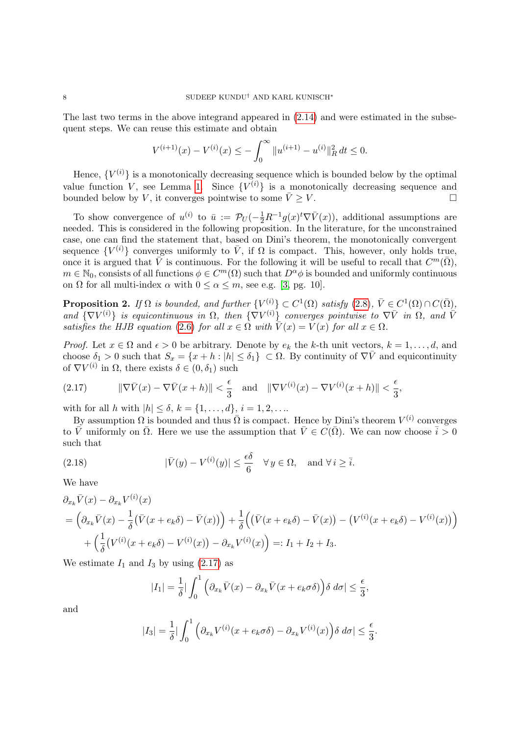The last two terms in the above integrand appeared in (2.14) and were estimated in the subsequent steps. We can reuse this estimate and obtain

$$V^{(i+1)}(x) - V^{(i)}(x) \leq -\int_0^\infty \|u^{(i+1)} - u^{(i)}\|_R^2 \, dt \leq 0.$$

Hence, $\{V^{(i)}\}$ is a monotonically decreasing sequence which is bounded below by the optimal value function $V$, see Lemma 1. Since $\{V^{(i)}\}$ is a monotonically decreasing sequence and bounded below by $V$, it converges pointwise to some $\bar{V} \geq V$. ☐

To show convergence of $u^{(i)}$ to $\bar{u} := \mathcal{P}_U(-\frac{1}{2}R^{-1}g(x)^t\nabla\bar{V}(x))$, additional assumptions are needed. This is considered in the following proposition. In the literature, for the unconstrained case, one can find the statement that, based on Dini's theorem, the monotonically convergent sequence $\{V^{(i)}\}$ converges uniformly to $\bar{V}$, if $\Omega$ is compact. This, however, only holds true, once it is argued that $\bar{V}$ is continuous. For the following it will be useful to recall that $C^m(\bar{\Omega})$, $m \in \mathbb{N}_0$, consists of all functions $\phi \in C^m(\Omega)$ such that $D^\alpha\phi$ is bounded and uniformly continuous on $\Omega$ for all multi-index $\alpha$ with $0 \leq \alpha \leq m$, see e.g. [3, pg. 10].

**Proposition 2.** *If $\Omega$ is bounded, and further $\{V^{(i)}\} \subset C^1(\Omega)$ satisfy (2.8), $\bar{V} \in C^1(\Omega) \cap C(\bar{\Omega})$, and $\{\nabla V^{(i)}\}$ is equicontinuous in $\Omega$, then $\{\nabla V^{(i)}\}$ converges pointwise to $\nabla\bar{V}$ in $\Omega$, and $\bar{V}$ satisfies the HJB equation (2.6) for all $x \in \Omega$ with $\bar{V}(x) = V(x)$ for all $x \in \Omega$.*

*Proof.* Let $x \in \Omega$ and $\epsilon > 0$ be arbitrary. Denote by $e_k$ the $k$-th unit vectors, $k = 1, \ldots, d$, and choose $\delta_1 > 0$ such that $S_x = \{x + h : |h| \leq \delta_1\} \subset \Omega$. By continuity of $\nabla\bar{V}$ and equicontinuity of $\nabla V^{(i)}$ in $\Omega$, there exists $\delta \in (0, \delta_1)$ such

$$\|\nabla\bar{V}(x) - \nabla\bar{V}(x+h)\| < \frac{\epsilon}{3} \quad \text{and} \quad \|\nabla V^{(i)}(x) - \nabla V^{(i)}(x+h)\| < \frac{\epsilon}{3}, \tag{2.17}$$

with for all $h$ with $|h| \leq \delta$, $k = \{1, \ldots, d\}$, $i = 1, 2, \ldots$.

By assumption $\Omega$ is bounded and thus $\bar{\Omega}$ is compact. Hence by Dini's theorem $V^{(i)}$ converges to $\bar{V}$ uniformly on $\bar{\Omega}$. Here we use the assumption that $\bar{V} \in C(\bar{\Omega})$. We can now choose $\bar{i} > 0$ such that

$$|\bar{V}(y) - V^{(i)}(y)| \leq \frac{\epsilon\delta}{6} \quad \forall\, y \in \Omega, \quad \text{and } \forall\, i \geq \bar{i}. \tag{2.18}$$

We have

$$\begin{aligned}
&\partial_{x_k}\bar{V}(x) - \partial_{x_k}V^{(i)}(x) \\
&= \Big(\partial_{x_k}\bar{V}(x) - \frac{1}{\delta}\big(\bar{V}(x + e_k\delta) - \bar{V}(x)\big)\Big) + \frac{1}{\delta}\Big(\big(\bar{V}(x + e_k\delta) - \bar{V}(x)\big) - \big(V^{(i)}(x + e_k\delta) - V^{(i)}(x)\big)\Big) \\
&\quad + \Big(\frac{1}{\delta}\big(V^{(i)}(x + e_k\delta) - V^{(i)}(x)\big) - \partial_{x_k}V^{(i)}(x)\Big) =: I_1 + I_2 + I_3.
\end{aligned}$$

We estimate $I_1$ and $I_3$ by using (2.17) as

$$|I_1| = \frac{1}{\delta}\Big|\int_0^1 \Big(\partial_{x_k}\bar{V}(x) - \partial_{x_k}\bar{V}(x + e_k\sigma\delta)\Big)\delta \, d\sigma\Big| \leq \frac{\epsilon}{3},$$

and

$$|I_3| = \frac{1}{\delta}\Big|\int_0^1 \Big(\partial_{x_k}V^{(i)}(x + e_k\sigma\delta) - \partial_{x_k}V^{(i)}(x)\Big)\delta \, d\sigma\Big| \leq \frac{\epsilon}{3}.$$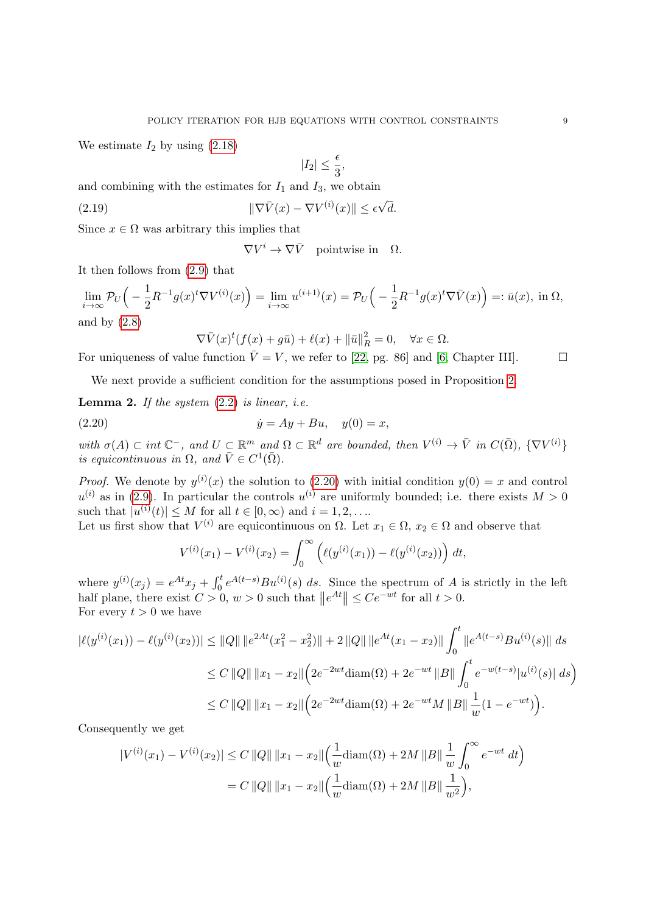We estimate $I_2$ by using (2.18)

$$|I_2| \leq \frac{\epsilon}{3},$$

and combining with the estimates for $I_1$ and $I_3$, we obtain

$$\|\nabla \bar{V}(x) - \nabla V^{(i)}(x)\| \leq \epsilon\sqrt{d}. \tag{2.19}$$

Since $x \in \Omega$ was arbitrary this implies that

$$\nabla V^i \to \nabla \bar{V} \quad \text{pointwise in} \quad \Omega.$$

It then follows from (2.9) that

$$\lim_{i\to\infty} \mathcal{P}_U\Big(-\frac{1}{2}R^{-1}g(x)^t\nabla V^{(i)}(x)\Big) = \lim_{i\to\infty} u^{(i+1)}(x) = \mathcal{P}_U\Big(-\frac{1}{2}R^{-1}g(x)^t\nabla \bar{V}(x)\Big) =: \bar{u}(x), \text{ in } \Omega,$$

and by (2.8)

$$\nabla \bar{V}(x)^t(f(x) + g\bar{u}) + \ell(x) + \|\bar{u}\|_R^2 = 0, \quad \forall x \in \Omega.$$

For uniqueness of value function $\bar{V} = V$, we refer to [22, pg. 86] and [6, Chapter III]. $\square$

We next provide a sufficient condition for the assumptions posed in Proposition 2.

**Lemma 2.** *If the system (2.2) is linear, i.e.*

$$\dot{y} = Ay + Bu, \quad y(0) = x, \tag{2.20}$$

*with $\sigma(A) \subset int\ \mathbb{C}^-$, and $U \subset \mathbb{R}^m$ and $\Omega \subset \mathbb{R}^d$ are bounded, then $V^{(i)} \to \bar{V}$ in $C(\bar{\Omega})$, $\{\nabla V^{(i)}\}$ is equicontinuous in $\Omega$, and $\bar{V} \in C^1(\bar{\Omega})$.*

*Proof.* We denote by $y^{(i)}(x)$ the solution to (2.20) with initial condition $y(0) = x$ and control $u^{(i)}$ as in (2.9). In particular the controls $u^{(i)}$ are uniformly bounded; i.e. there exists $M > 0$ such that $|u^{(i)}(t)| \leq M$ for all $t \in [0, \infty)$ and $i = 1, 2, \ldots$.
Let us first show that $V^{(i)}$ are equicontinuous on $\Omega$. Let $x_1 \in \Omega$, $x_2 \in \Omega$ and observe that

$$V^{(i)}(x_1) - V^{(i)}(x_2) = \int_0^\infty \Big(\ell(y^{(i)}(x_1)) - \ell(y^{(i)}(x_2))\Big)\, dt,$$

where $y^{(i)}(x_j) = e^{At}x_j + \int_0^t e^{A(t-s)}Bu^{(i)}(s)\, ds$. Since the spectrum of $A$ is strictly in the left half plane, there exist $C > 0$, $w > 0$ such that $\|e^{At}\| \leq Ce^{-wt}$ for all $t > 0$.
For every $t > 0$ we have

$$\begin{aligned}
|\ell(y^{(i)}(x_1)) - \ell(y^{(i)}(x_2))| &\leq \|Q\|\,\|e^{2At}(x_1^2 - x_2^2)\| + 2\,\|Q\|\,\|e^{At}(x_1 - x_2)\| \int_0^t \|e^{A(t-s)}Bu^{(i)}(s)\|\, ds \\
&\leq C\,\|Q\|\,\|x_1 - x_2\|\Big(2e^{-2wt}\text{diam}(\Omega) + 2e^{-wt}\,\|B\| \int_0^t e^{-w(t-s)}|u^{(i)}(s)|\, ds\Big) \\
&\leq C\,\|Q\|\,\|x_1 - x_2\|\Big(2e^{-2wt}\text{diam}(\Omega) + 2e^{-wt}M\,\|B\|\,\frac{1}{w}(1 - e^{-wt})\Big).
\end{aligned}$$

Consequently we get

$$\begin{aligned}
|V^{(i)}(x_1) - V^{(i)}(x_2)| &\leq C\,\|Q\|\,\|x_1 - x_2\|\Big(\frac{1}{w}\text{diam}(\Omega) + 2M\,\|B\|\,\frac{1}{w}\int_0^\infty e^{-wt}\, dt\Big) \\
&= C\,\|Q\|\,\|x_1 - x_2\|\Big(\frac{1}{w}\text{diam}(\Omega) + 2M\,\|B\|\,\frac{1}{w^2}\Big),
\end{aligned}$$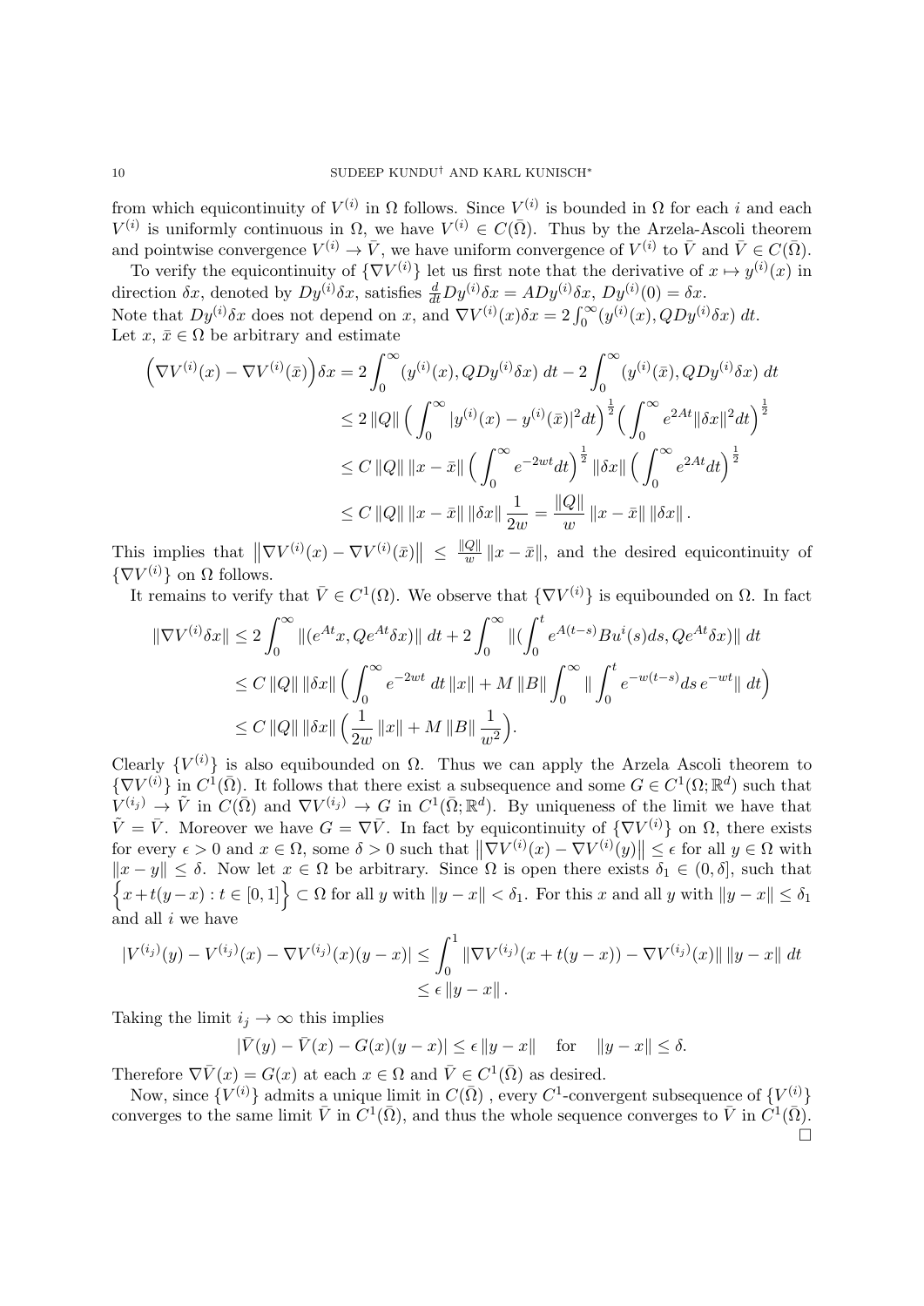from which equicontinuity of $V^{(i)}$ in $\Omega$ follows. Since $V^{(i)}$ is bounded in $\Omega$ for each $i$ and each $V^{(i)}$ is uniformly continuous in $\Omega$, we have $V^{(i)} \in C(\bar{\Omega})$. Thus by the Arzela-Ascoli theorem and pointwise convergence $V^{(i)} \to \bar{V}$, we have uniform convergence of $V^{(i)}$ to $\bar{V}$ and $\bar{V} \in C(\bar{\Omega})$.

To verify the equicontinuity of $\{\nabla V^{(i)}\}$ let us first note that the derivative of $x \mapsto y^{(i)}(x)$ in direction $\delta x$, denoted by $Dy^{(i)}\delta x$, satisfies $\frac{d}{dt} Dy^{(i)}\delta x = ADy^{(i)}\delta x$, $Dy^{(i)}(0) = \delta x$.
Note that $Dy^{(i)}\delta x$ does not depend on $x$, and $\nabla V^{(i)}(x)\delta x = 2\int_0^\infty (y^{(i)}(x), QDy^{(i)}\delta x)\, dt$.
Let $x$, $\bar{x} \in \Omega$ be arbitrary and estimate

$$
\begin{aligned}
\Big(\nabla V^{(i)}(x) - \nabla V^{(i)}(\bar{x})\Big)\delta x &= 2\int_0^\infty (y^{(i)}(x), QDy^{(i)}\delta x)\, dt - 2\int_0^\infty (y^{(i)}(\bar{x}), QDy^{(i)}\delta x)\, dt \\
&\leq 2\,\|Q\| \Big(\int_0^\infty |y^{(i)}(x) - y^{(i)}(\bar{x})|^2 dt\Big)^{\frac{1}{2}} \Big(\int_0^\infty e^{2At}\|\delta x\|^2 dt\Big)^{\frac{1}{2}} \\
&\leq C\,\|Q\|\,\|x - \bar{x}\| \Big(\int_0^\infty e^{-2wt} dt\Big)^{\frac{1}{2}} \|\delta x\| \Big(\int_0^\infty e^{2At} dt\Big)^{\frac{1}{2}} \\
&\leq C\,\|Q\|\,\|x - \bar{x}\|\,\|\delta x\|\,\frac{1}{2w} = \frac{\|Q\|}{w}\,\|x - \bar{x}\|\,\|\delta x\|.
\end{aligned}
$$

This implies that $\left\|\nabla V^{(i)}(x) - \nabla V^{(i)}(\bar{x})\right\| \leq \frac{\|Q\|}{w}\|x - \bar{x}\|$, and the desired equicontinuity of $\{\nabla V^{(i)}\}$ on $\Omega$ follows.

It remains to verify that $\bar{V} \in C^1(\Omega)$. We observe that $\{\nabla V^{(i)}\}$ is equibounded on $\Omega$. In fact

$$
\begin{aligned}
\|\nabla V^{(i)}\delta x\| &\leq 2\int_0^\infty \|(e^{At}x, Qe^{At}\delta x)\|\, dt + 2\int_0^\infty \|(\int_0^t e^{A(t-s)}Bu^i(s)ds, Qe^{At}\delta x)\|\, dt \\
&\leq C\,\|Q\|\,\|\delta x\| \Big(\int_0^\infty e^{-2wt}\, dt\, \|x\| + M\,\|B\| \int_0^\infty \|\int_0^t e^{-w(t-s)}ds\, e^{-wt}\|\, dt\Big) \\
&\leq C\,\|Q\|\,\|\delta x\| \Big(\frac{1}{2w}\,\|x\| + M\,\|B\|\,\frac{1}{w^2}\Big).
\end{aligned}
$$

Clearly $\{V^{(i)}\}$ is also equibounded on $\Omega$. Thus we can apply the Arzela Ascoli theorem to $\{\nabla V^{(i)}\}$ in $C^1(\bar{\Omega})$. It follows that there exist a subsequence and some $G \in C^1(\Omega; \mathbb{R}^d)$ such that $V^{(i_j)} \to \tilde{V}$ in $C(\bar{\Omega})$ and $\nabla V^{(i_j)} \to G$ in $C^1(\bar{\Omega}; \mathbb{R}^d)$. By uniqueness of the limit we have that $\tilde{V} = \bar{V}$. Moreover we have $G = \nabla\bar{V}$. In fact by equicontinuity of $\{\nabla V^{(i)}\}$ on $\Omega$, there exists for every $\epsilon > 0$ and $x \in \Omega$, some $\delta > 0$ such that $\left\|\nabla V^{(i)}(x) - \nabla V^{(i)}(y)\right\| \leq \epsilon$ for all $y \in \Omega$ with $\|x - y\| \leq \delta$. Now let $x \in \Omega$ be arbitrary. Since $\Omega$ is open there exists $\delta_1 \in (0, \delta]$, such that $\Big\{x + t(y - x) : t \in [0, 1]\Big\} \subset \Omega$ for all $y$ with $\|y - x\| < \delta_1$. For this $x$ and all $y$ with $\|y - x\| \leq \delta_1$ and all $i$ we have

$$
\begin{aligned}
|V^{(i_j)}(y) - V^{(i_j)}(x) - \nabla V^{(i_j)}(x)(y - x)| &\leq \int_0^1 \|\nabla V^{(i_j)}(x + t(y - x)) - \nabla V^{(i_j)}(x)\|\,\|y - x\|\, dt \\
&\leq \epsilon\,\|y - x\|.
\end{aligned}
$$

Taking the limit $i_j \to \infty$ this implies

$$
|\bar{V}(y) - \bar{V}(x) - G(x)(y - x)| \leq \epsilon\,\|y - x\| \quad \text{for} \quad \|y - x\| \leq \delta.
$$

Therefore $\nabla\bar{V}(x) = G(x)$ at each $x \in \Omega$ and $\bar{V} \in C^1(\bar{\Omega})$ as desired.

Now, since $\{V^{(i)}\}$ admits a unique limit in $C(\bar{\Omega})$ , every $C^1$-convergent subsequence of $\{V^{(i)}\}$ converges to the same limit $\bar{V}$ in $C^1(\bar{\Omega})$, and thus the whole sequence converges to $\bar{V}$ in $C^1(\bar{\Omega})$. $\square$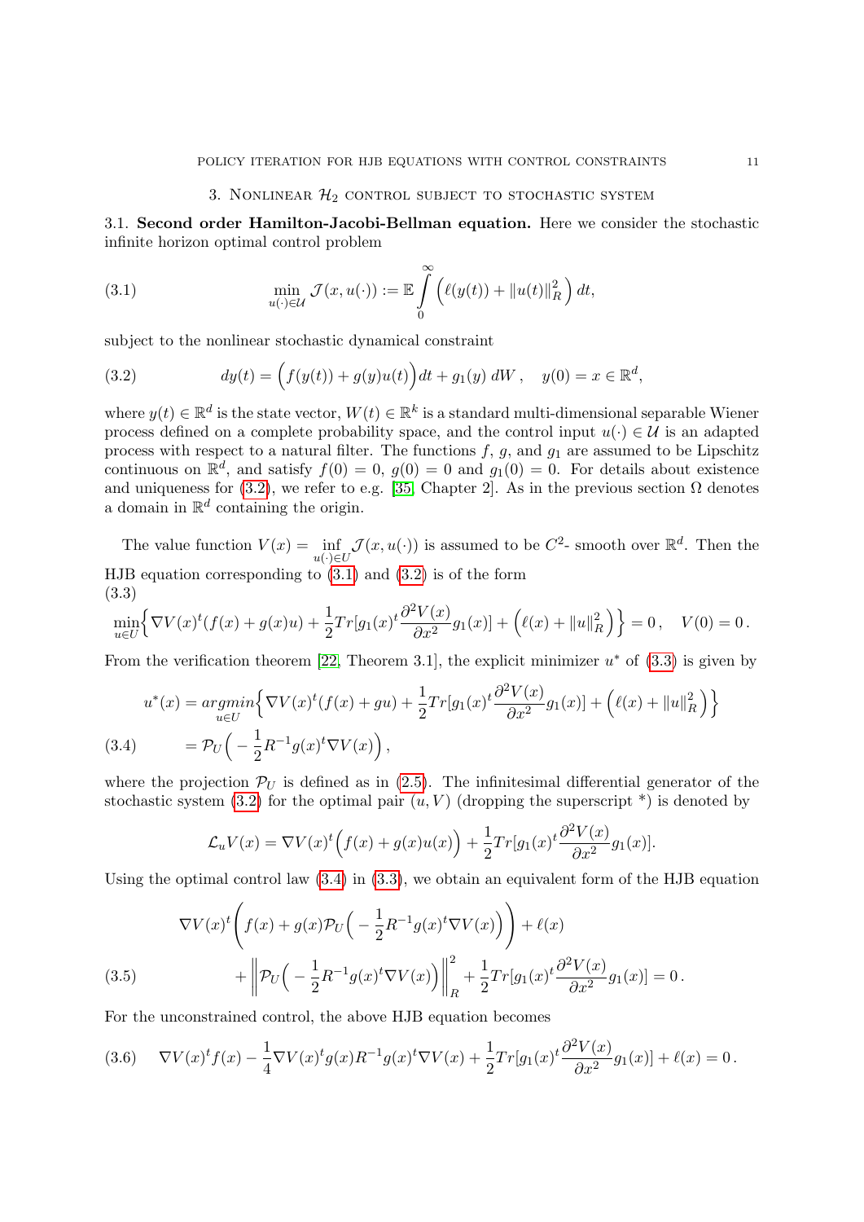## 3. Nonlinear $\mathcal{H}_2$ control subject to stochastic system

**3.1. Second order Hamilton-Jacobi-Bellman equation.** Here we consider the stochastic infinite horizon optimal control problem

$$\min_{u(\cdot)\in\mathcal{U}} \mathcal{J}(x,u(\cdot)) := \mathbb{E}\int_0^\infty \Big(\ell(y(t)) + \|u(t)\|_R^2\Big)\,dt, \tag{3.1}$$

subject to the nonlinear stochastic dynamical constraint

$$dy(t) = \Big(f(y(t)) + g(y)u(t)\Big)dt + g_1(y)\,dW\,, \quad y(0) = x \in \mathbb{R}^d, \tag{3.2}$$

where $y(t) \in \mathbb{R}^d$ is the state vector, $W(t) \in \mathbb{R}^k$ is a standard multi-dimensional separable Wiener process defined on a complete probability space, and the control input $u(\cdot) \in \mathcal{U}$ is an adapted process with respect to a natural filter. The functions $f$, $g$, and $g_1$ are assumed to be Lipschitz continuous on $\mathbb{R}^d$, and satisfy $f(0) = 0$, $g(0) = 0$ and $g_1(0) = 0$. For details about existence and uniqueness for (3.2), we refer to e.g. [35, Chapter 2]. As in the previous section $\Omega$ denotes a domain in $\mathbb{R}^d$ containing the origin.

The value function $V(x) = \inf_{u(\cdot)\in U} \mathcal{J}(x,u(\cdot))$ is assumed to be $C^2$- smooth over $\mathbb{R}^d$. Then the HJB equation corresponding to (3.1) and (3.2) is of the form

$$\min_{u\in U}\Big\{\nabla V(x)^t(f(x)+g(x)u) + \frac{1}{2}Tr[g_1(x)^t\frac{\partial^2 V(x)}{\partial x^2}g_1(x)] + \Big(\ell(x) + \|u\|_R^2\Big)\Big\} = 0\,, \quad V(0) = 0\,. \tag{3.3}$$

From the verification theorem [22, Theorem 3.1], the explicit minimizer $u^*$ of (3.3) is given by

$$\begin{aligned} u^*(x) &= \underset{u\in U}{argmin}\Big\{\nabla V(x)^t(f(x)+gu) + \frac{1}{2}Tr[g_1(x)^t\frac{\partial^2 V(x)}{\partial x^2}g_1(x)] + \Big(\ell(x) + \|u\|_R^2\Big)\Big\} \\ &= \mathcal{P}_U\Big(-\frac{1}{2}R^{-1}g(x)^t\nabla V(x)\Big)\,, \end{aligned} \tag{3.4}$$

where the projection $\mathcal{P}_U$ is defined as in (2.5). The infinitesimal differential generator of the stochastic system (3.2) for the optimal pair $(u, V)$ (dropping the superscript \*) is denoted by

$$\mathcal{L}_u V(x) = \nabla V(x)^t\Big(f(x) + g(x)u(x)\Big) + \frac{1}{2}Tr[g_1(x)^t\frac{\partial^2 V(x)}{\partial x^2}g_1(x)].$$

Using the optimal control law (3.4) in (3.3), we obtain an equivalent form of the HJB equation

$$\begin{aligned} &\nabla V(x)^t\left(f(x) + g(x)\mathcal{P}_U\Big(-\frac{1}{2}R^{-1}g(x)^t\nabla V(x)\Big)\right) + \ell(x) \\ &\qquad + \left\|\mathcal{P}_U\Big(-\frac{1}{2}R^{-1}g(x)^t\nabla V(x)\Big)\right\|_R^2 + \frac{1}{2}Tr[g_1(x)^t\frac{\partial^2 V(x)}{\partial x^2}g_1(x)] = 0\,. \end{aligned} \tag{3.5}$$

For the unconstrained control, the above HJB equation becomes

$$\nabla V(x)^t f(x) - \frac{1}{4}\nabla V(x)^t g(x)R^{-1}g(x)^t\nabla V(x) + \frac{1}{2}Tr[g_1(x)^t\frac{\partial^2 V(x)}{\partial x^2}g_1(x)] + \ell(x) = 0\,. \tag{3.6}$$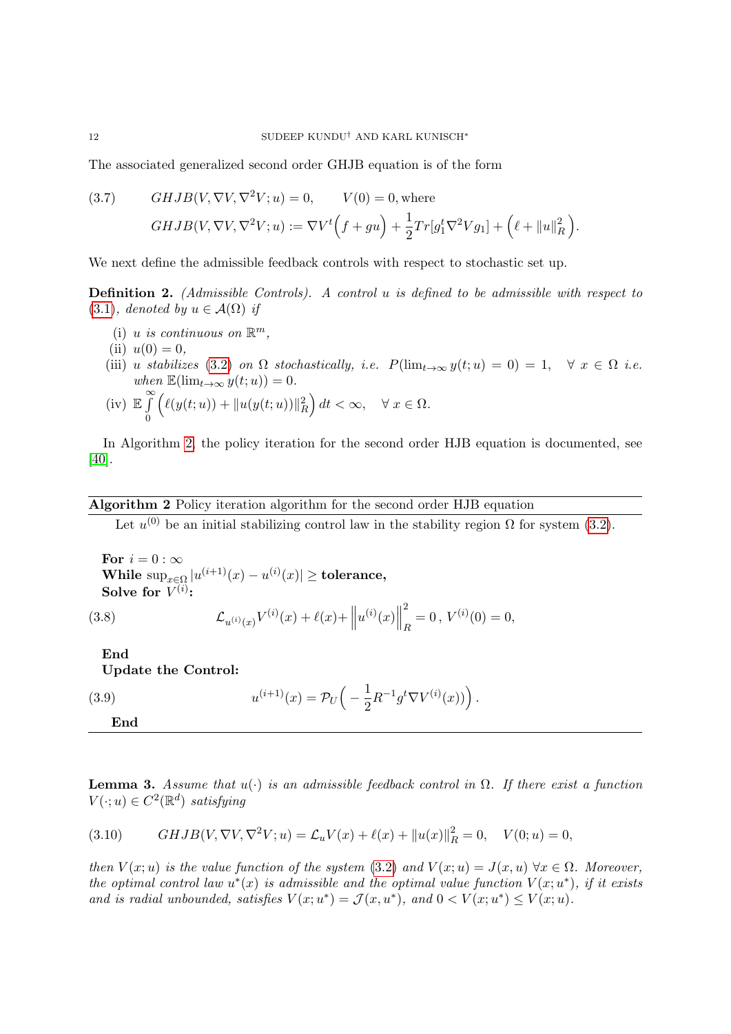The associated generalized second order GHJB equation is of the form

$$
\begin{aligned}
(3.7) \qquad & GHJB(V, \nabla V, \nabla^2 V; u) = 0, \qquad V(0) = 0, \text{where} \\
& GHJB(V, \nabla V, \nabla^2 V; u) := \nabla V^t \Big( f + gu \Big) + \frac{1}{2} Tr[g_1^t \nabla^2 V g_1] + \Big( \ell + \|u\|_R^2 \Big).
\end{aligned}
$$

We next define the admissible feedback controls with respect to stochastic set up.

**Definition 2.** *(Admissible Controls). A control $u$ is defined to be admissible with respect to (3.1), denoted by $u \in \mathcal{A}(\Omega)$ if*

- (i) *$u$ is continuous on $\mathbb{R}^m$,*
- (ii) *$u(0) = 0$,*
- (iii) *$u$ stabilizes (3.2) on $\Omega$ stochastically, i.e. $P(\lim_{t\to\infty} y(t; u) = 0) = 1, \quad \forall\, x \in \Omega$ i.e. when $\mathbb{E}(\lim_{t\to\infty} y(t; u)) = 0$.*
- (iv) $\mathbb{E} \int_0^\infty \Big( \ell(y(t; u)) + \|u(y(t; u))\|_R^2 \Big)\, dt < \infty, \quad \forall\, x \in \Omega.$

In Algorithm 2, the policy iteration for the second order HJB equation is documented, see [40].

---

**Algorithm 2** Policy iteration algorithm for the second order HJB equation

---

Let $u^{(0)}$ be an initial stabilizing control law in the stability region $\Omega$ for system (3.2).

**For** $i = 0 : \infty$
**While** $\sup_{x\in\Omega} |u^{(i+1)}(x) - u^{(i)}(x)| \geq$ **tolerance,**
**Solve for** $V^{(i)}$**:**

$$
(3.8) \qquad \mathcal{L}_{u^{(i)}(x)} V^{(i)}(x) + \ell(x) + \Big\| u^{(i)}(x) \Big\|_R^2 = 0\,,\; V^{(i)}(0) = 0,
$$

**End**
**Update the Control:**

$$
(3.9) \qquad u^{(i+1)}(x) = \mathcal{P}_U \Big( -\frac{1}{2} R^{-1} g^t \nabla V^{(i)}(x) \Big) \Big. .
$$

**End**

---

**Lemma 3.** *Assume that $u(\cdot)$ is an admissible feedback control in $\Omega$. If there exist a function $V(\cdot; u) \in C^2(\mathbb{R}^d)$ satisfying*

$$
(3.10) \qquad GHJB(V, \nabla V, \nabla^2 V; u) = \mathcal{L}_u V(x) + \ell(x) + \|u(x)\|_R^2 = 0, \quad V(0; u) = 0,
$$

*then $V(x; u)$ is the value function of the system (3.2) and $V(x; u) = J(x, u)\ \forall x \in \Omega$. Moreover, the optimal control law $u^*(x)$ is admissible and the optimal value function $V(x; u^*)$, if it exists and is radial unbounded, satisfies $V(x; u^*) = \mathcal{J}(x, u^*)$, and $0 < V(x; u^*) \leq V(x; u)$.*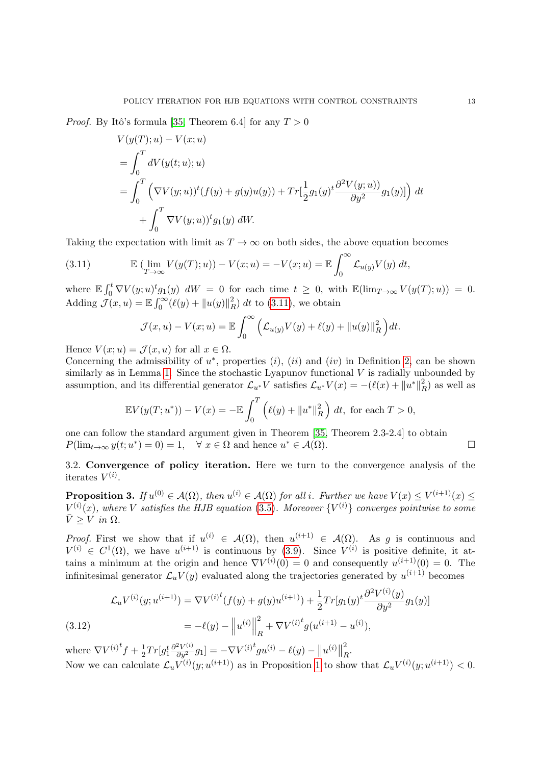*Proof.* By Itô's formula [35, Theorem 6.4] for any $T > 0$

$$
\begin{aligned}
&V(y(T); u) - V(x; u) \\
&= \int_0^T dV(y(t;u);u) \\
&= \int_0^T \Big( \nabla V(y;u))^t (f(y) + g(y)u(y)) + Tr[\frac{1}{2} g_1(y)^t \frac{\partial^2 V(y;u))}{\partial y^2} g_1(y)] \Big)\, dt \\
&\quad + \int_0^T \nabla V(y;u))^t g_1(y)\, dW.
\end{aligned}
$$

Taking the expectation with limit as $T \to \infty$ on both sides, the above equation becomes

$$
\mathbb{E}\,(\lim_{T\to\infty} V(y(T);u)) - V(x;u) = -V(x;u) = \mathbb{E}\int_0^\infty \mathcal{L}_{u(y)} V(y)\, dt, \tag{3.11}
$$

where $\mathbb{E}\int_0^t \nabla V(y;u)^t g_1(y)\ dW = 0$ for each time $t \geq 0$, with $\mathbb{E}(\lim_{T\to\infty} V(y(T);u)) = 0$. Adding $\mathcal{J}(x,u) = \mathbb{E}\int_0^\infty (\ell(y) + \|u(y)\|_R^2)\, dt$ to (3.11), we obtain

$$
\mathcal{J}(x,u) - V(x;u) = \mathbb{E}\int_0^\infty \Big( \mathcal{L}_{u(y)} V(y) + \ell(y) + \|u(y)\|_R^2 \Big) dt.
$$

Hence $V(x;u) = \mathcal{J}(x,u)$ for all $x \in \Omega$.

Concerning the admissibility of $u^*$, properties $(i)$, $(ii)$ and $(iv)$ in Definition 2, can be shown similarly as in Lemma 1. Since the stochastic Lyapunov functional $V$ is radially unbounded by assumption, and its differential generator $\mathcal{L}_{u^*} V$ satisfies $\mathcal{L}_{u^*} V(x) = -(\ell(x) + \|u^*\|_R^2)$ as well as

$$
\mathbb{E}V(y(T;u^*)) - V(x) = -\mathbb{E}\int_0^T \Big( \ell(y) + \|u^*\|_R^2 \Big)\, dt, \text{ for each } T > 0,
$$

one can follow the standard argument given in Theorem [35, Theorem 2.3-2.4] to obtain $P(\lim_{t\to\infty} y(t;u^*) = 0) = 1, \quad \forall\ x \in \Omega$ and hence $u^* \in \mathcal{A}(\Omega)$. $\square$

3.2. **Convergence of policy iteration.** Here we turn to the convergence analysis of the iterates $V^{(i)}$.

**Proposition 3.** *If $u^{(0)} \in \mathcal{A}(\Omega)$, then $u^{(i)} \in \mathcal{A}(\Omega)$ for all $i$. Further we have $V(x) \leq V^{(i+1)}(x) \leq V^{(i)}(x)$, where $V$ satisfies the HJB equation (3.5). Moreover $\{V^{(i)}\}$ converges pointwise to some $\bar{V} \geq V$ in $\Omega$.*

*Proof.* First we show that if $u^{(i)} \in \mathcal{A}(\Omega)$, then $u^{(i+1)} \in \mathcal{A}(\Omega)$. As $g$ is continuous and $V^{(i)} \in C^1(\Omega)$, we have $u^{(i+1)}$ is continuous by (3.9). Since $V^{(i)}$ is positive definite, it attains a minimum at the origin and hence $\nabla V^{(i)}(0) = 0$ and consequently $u^{(i+1)}(0) = 0$. The infinitesimal generator $\mathcal{L}_u V(y)$ evaluated along the trajectories generated by $u^{(i+1)}$ becomes

$$
\begin{aligned}
\mathcal{L}_u V^{(i)}(y; u^{(i+1)}) &= \nabla {V^{(i)}}^t (f(y) + g(y)u^{(i+1)}) + \frac{1}{2} Tr[g_1(y)^t \frac{\partial^2 V^{(i)}(y)}{\partial y^2} g_1(y)] \\
&= -\ell(y) - \left\| u^{(i)} \right\|_R^2 + \nabla {V^{(i)}}^t g (u^{(i+1)} - u^{(i)}),
\end{aligned} \tag{3.12}
$$

where $\nabla {V^{(i)}}^t f + \frac{1}{2} Tr[g_1^t \frac{\partial^2 V^{(i)}}{\partial y^2} g_1] = -\nabla {V^{(i)}}^t g u^{(i)} - \ell(y) - \left\| u^{(i)} \right\|_R^2$.

Now we can calculate $\mathcal{L}_u V^{(i)}(y; u^{(i+1)})$ as in Proposition 1 to show that $\mathcal{L}_u V^{(i)}(y; u^{(i+1)}) < 0$.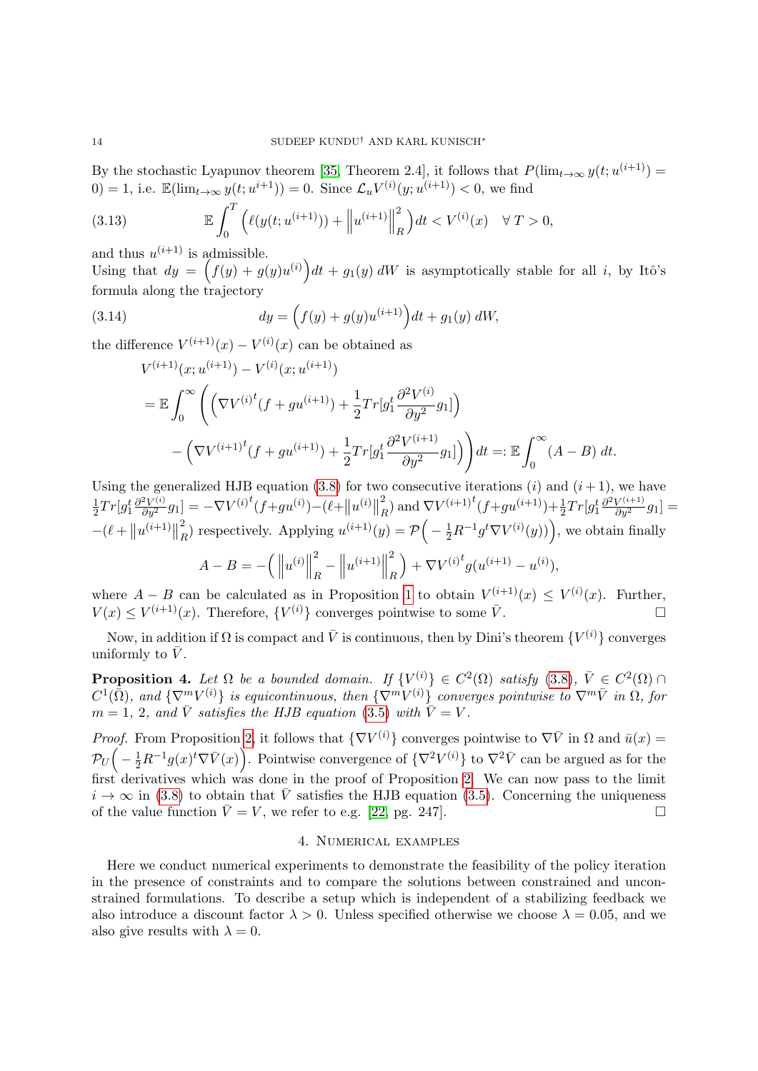By the stochastic Lyapunov theorem [35, Theorem 2.4], it follows that $P(\lim_{t\to\infty} y(t; u^{(i+1)}) = 0) = 1$, i.e. $\mathbb{E}(\lim_{t\to\infty} y(t; u^{i+1})) = 0$. Since $\mathcal{L}_u V^{(i)}(y; u^{(i+1)}) < 0$, we find

$$\mathbb{E}\int_0^T \Big(\ell(y(t; u^{(i+1)})) + \left\|u^{(i+1)}\right\|_R^2\Big)dt < V^{(i)}(x) \quad \forall\, T > 0, \tag{3.13}$$

and thus $u^{(i+1)}$ is admissible.

Using that $dy = \Big(f(y) + g(y)u^{(i)}\Big)dt + g_1(y)\, dW$ is asymptotically stable for all $i$, by Itô's formula along the trajectory

$$dy = \Big(f(y) + g(y)u^{(i+1)}\Big)dt + g_1(y)\, dW, \tag{3.14}$$

the difference $V^{(i+1)}(x) - V^{(i)}(x)$ can be obtained as

$$\begin{aligned}
&V^{(i+1)}(x; u^{(i+1)}) - V^{(i)}(x; u^{(i+1)}) \\
&= \mathbb{E}\int_0^\infty \Bigg( \Big(\nabla {V^{(i)}}^t (f + gu^{(i+1)}) + \frac{1}{2}Tr[g_1^t \frac{\partial^2 V^{(i)}}{\partial y^2} g_1]\Big) \\
&\quad - \Big(\nabla {V^{(i+1)}}^t (f + gu^{(i+1)}) + \frac{1}{2}Tr[g_1^t \frac{\partial^2 V^{(i+1)}}{\partial y^2} g_1]\Big)\Bigg)dt =: \mathbb{E}\int_0^\infty (A - B)\, dt.
\end{aligned}$$

Using the generalized HJB equation (3.8) for two consecutive iterations $(i)$ and $(i+1)$, we have $\frac{1}{2}Tr[g_1^t \frac{\partial^2 V^{(i)}}{\partial y^2} g_1] = -\nabla {V^{(i)}}^t(f + gu^{(i)}) - (\ell + \left\|u^{(i)}\right\|_R^2)$ and $\nabla {V^{(i+1)}}^t(f + gu^{(i+1)}) + \frac{1}{2}Tr[g_1^t \frac{\partial^2 V^{(i+1)}}{\partial y^2} g_1] = -(\ell + \left\|u^{(i+1)}\right\|_R^2)$ respectively. Applying $u^{(i+1)}(y) = \mathcal{P}\Big(-\frac{1}{2}R^{-1}g^t \nabla V^{(i)}(y)\Big)\Big)$, we obtain finally

$$A - B = -\Big(\left\|u^{(i)}\right\|_R^2 - \left\|u^{(i+1)}\right\|_R^2\Big) + \nabla {V^{(i)}}^t g(u^{(i+1)} - u^{(i)}),$$

where $A - B$ can be calculated as in Proposition 1 to obtain $V^{(i+1)}(x) \le V^{(i)}(x)$. Further, $V(x) \le V^{(i+1)}(x)$. Therefore, $\{V^{(i)}\}$ converges pointwise to some $\bar{V}$. $\square$

Now, in addition if $\Omega$ is compact and $\bar{V}$ is continuous, then by Dini's theorem $\{V^{(i)}\}$ converges uniformly to $\bar{V}$.

**Proposition 4.** *Let $\Omega$ be a bounded domain. If $\{V^{(i)}\} \in C^2(\Omega)$ satisfy (3.8), $\bar{V} \in C^2(\Omega) \cap C^1(\bar{\Omega})$, and $\{\nabla^m V^{(i)}\}$ is equicontinuous, then $\{\nabla^m V^{(i)}\}$ converges pointwise to $\nabla^m \bar{V}$ in $\Omega$, for $m = 1,\, 2$, and $\bar{V}$ satisfies the HJB equation (3.5) with $\bar{V} = V$.*

*Proof.* From Proposition 2, it follows that $\{\nabla V^{(i)}\}$ converges pointwise to $\nabla \bar{V}$ in $\Omega$ and $\bar{u}(x) = \mathcal{P}_U\Big(-\frac{1}{2}R^{-1}g(x)^t \nabla \bar{V}(x)\Big)$. Pointwise convergence of $\{\nabla^2 V^{(i)}\}$ to $\nabla^2 \bar{V}$ can be argued as for the first derivatives which was done in the proof of Proposition 2. We can now pass to the limit $i \to \infty$ in (3.8) to obtain that $\bar{V}$ satisfies the HJB equation (3.5). Concerning the uniqueness of the value function $\bar{V} = V$, we refer to e.g. [22, pg. 247]. $\square$

## 4. Numerical examples

Here we conduct numerical experiments to demonstrate the feasibility of the policy iteration in the presence of constraints and to compare the solutions between constrained and unconstrained formulations. To describe a setup which is independent of a stabilizing feedback we also introduce a discount factor $\lambda > 0$. Unless specified otherwise we choose $\lambda = 0.05$, and we also give results with $\lambda = 0$.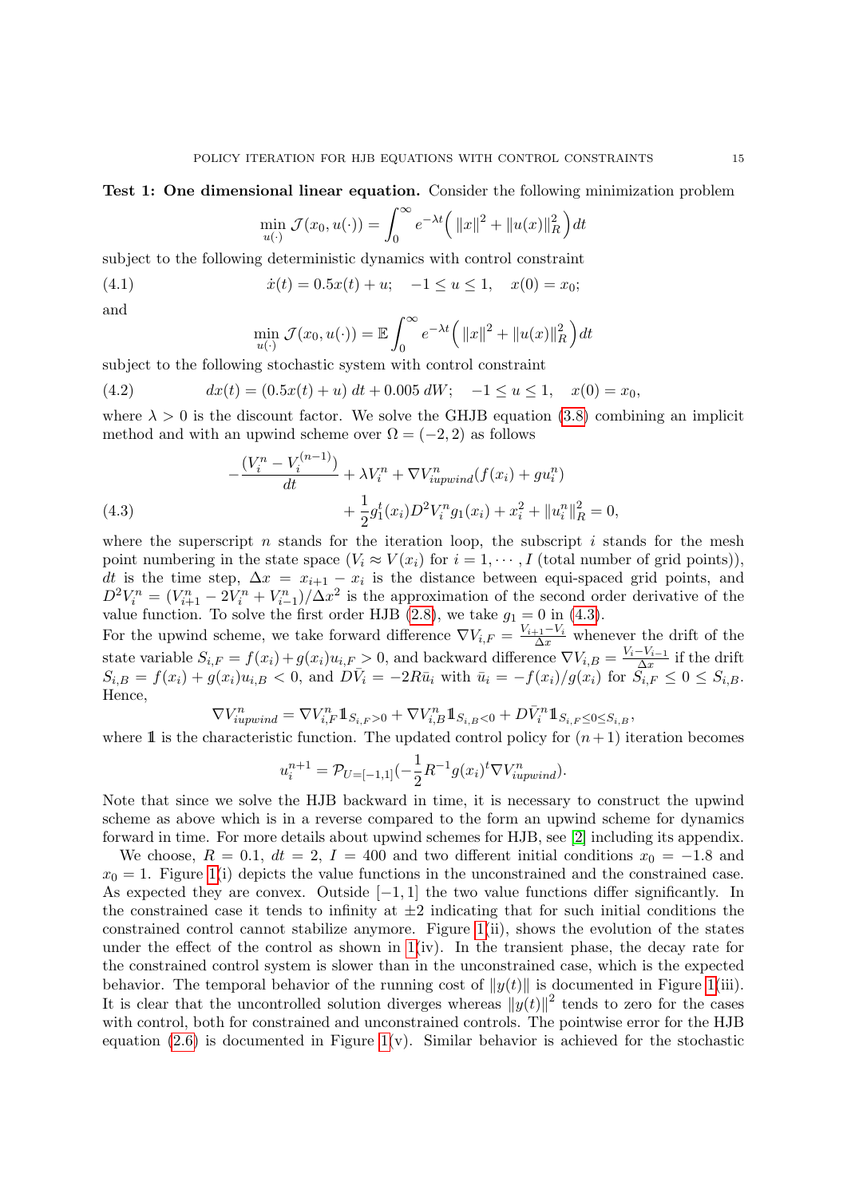**Test 1: One dimensional linear equation.** Consider the following minimization problem

$$\min_{u(\cdot)} \mathcal{J}(x_0, u(\cdot)) = \int_0^\infty e^{-\lambda t}\Big( \|x\|^2 + \|u(x)\|_R^2 \Big) dt$$

subject to the following deterministic dynamics with control constraint

$$\dot{x}(t) = 0.5x(t) + u; \quad -1 \le u \le 1, \quad x(0) = x_0; \tag{4.1}$$

and

$$\min_{u(\cdot)} \mathcal{J}(x_0, u(\cdot)) = \mathbb{E}\int_0^\infty e^{-\lambda t}\Big( \|x\|^2 + \|u(x)\|_R^2 \Big) dt$$

subject to the following stochastic system with control constraint

$$dx(t) = (0.5x(t) + u)\, dt + 0.005\, dW; \quad -1 \le u \le 1, \quad x(0) = x_0, \tag{4.2}$$

where $\lambda > 0$ is the discount factor. We solve the GHJB equation (3.8) combining an implicit method and with an upwind scheme over $\Omega = (-2, 2)$ as follows

$$\begin{aligned} -\frac{(V_i^n - V_i^{(n-1)})}{dt} + \lambda V_i^n + \nabla V_{iupwind}^n(f(x_i) + g u_i^n) \\ + \frac{1}{2} g_1^t(x_i) D^2 V_i^n g_1(x_i) + x_i^2 + \|u_i^n\|_R^2 = 0, \end{aligned} \tag{4.3}$$

where the superscript $n$ stands for the iteration loop, the subscript $i$ stands for the mesh point numbering in the state space ($V_i \approx V(x_i)$ for $i = 1, \cdots, I$ (total number of grid points)), $dt$ is the time step, $\Delta x = x_{i+1} - x_i$ is the distance between equi-spaced grid points, and $D^2 V_i^n = (V_{i+1}^n - 2V_i^n + V_{i-1}^n)/\Delta x^2$ is the approximation of the second order derivative of the value function. To solve the first order HJB (2.8), we take $g_1 = 0$ in (4.3).

For the upwind scheme, we take forward difference $\nabla V_{i,F} = \frac{V_{i+1} - V_i}{\Delta x}$ whenever the drift of the state variable $S_{i,F} = f(x_i) + g(x_i)u_{i,F} > 0$, and backward difference $\nabla V_{i,B} = \frac{V_i - V_{i-1}}{\Delta x}$ if the drift $S_{i,B} = f(x_i) + g(x_i)u_{i,B} < 0$, and $D\bar{V}_i = -2R\bar{u}_i$ with $\bar{u}_i = -f(x_i)/g(x_i)$ for $S_{i,F} \le 0 \le S_{i,B}$. Hence,

$$\nabla V_{iupwind}^n = \nabla V_{i,F}^n \mathbb{1}_{S_{i,F} > 0} + \nabla V_{i,B}^n \mathbb{1}_{S_{i,B} < 0} + D\bar{V}_i^n \mathbb{1}_{S_{i,F} \le 0 \le S_{i,B}},$$

where $\mathbb{1}$ is the characteristic function. The updated control policy for $(n+1)$ iteration becomes

$$u_i^{n+1} = \mathcal{P}_{U=[-1,1]}(-\frac{1}{2} R^{-1} g(x_i)^t \nabla V_{iupwind}^n).$$

Note that since we solve the HJB backward in time, it is necessary to construct the upwind scheme as above which is in a reverse compared to the form an upwind scheme for dynamics forward in time. For more details about upwind schemes for HJB, see [2] including its appendix.

We choose, $R = 0.1$, $dt = 2$, $I = 400$ and two different initial conditions $x_0 = -1.8$ and $x_0 = 1$. Figure 1(i) depicts the value functions in the unconstrained and the constrained case. As expected they are convex. Outside $[-1, 1]$ the two value functions differ significantly. In the constrained case it tends to infinity at $\pm 2$ indicating that for such initial conditions the constrained control cannot stabilize anymore. Figure 1(ii), shows the evolution of the states under the effect of the control as shown in 1(iv). In the transient phase, the decay rate for the constrained control system is slower than in the unconstrained case, which is the expected behavior. The temporal behavior of the running cost of $\|y(t)\|$ is documented in Figure 1(iii). It is clear that the uncontrolled solution diverges whereas $\|y(t)\|^2$ tends to zero for the cases with control, both for constrained and unconstrained controls. The pointwise error for the HJB equation (2.6) is documented in Figure 1(v). Similar behavior is achieved for the stochastic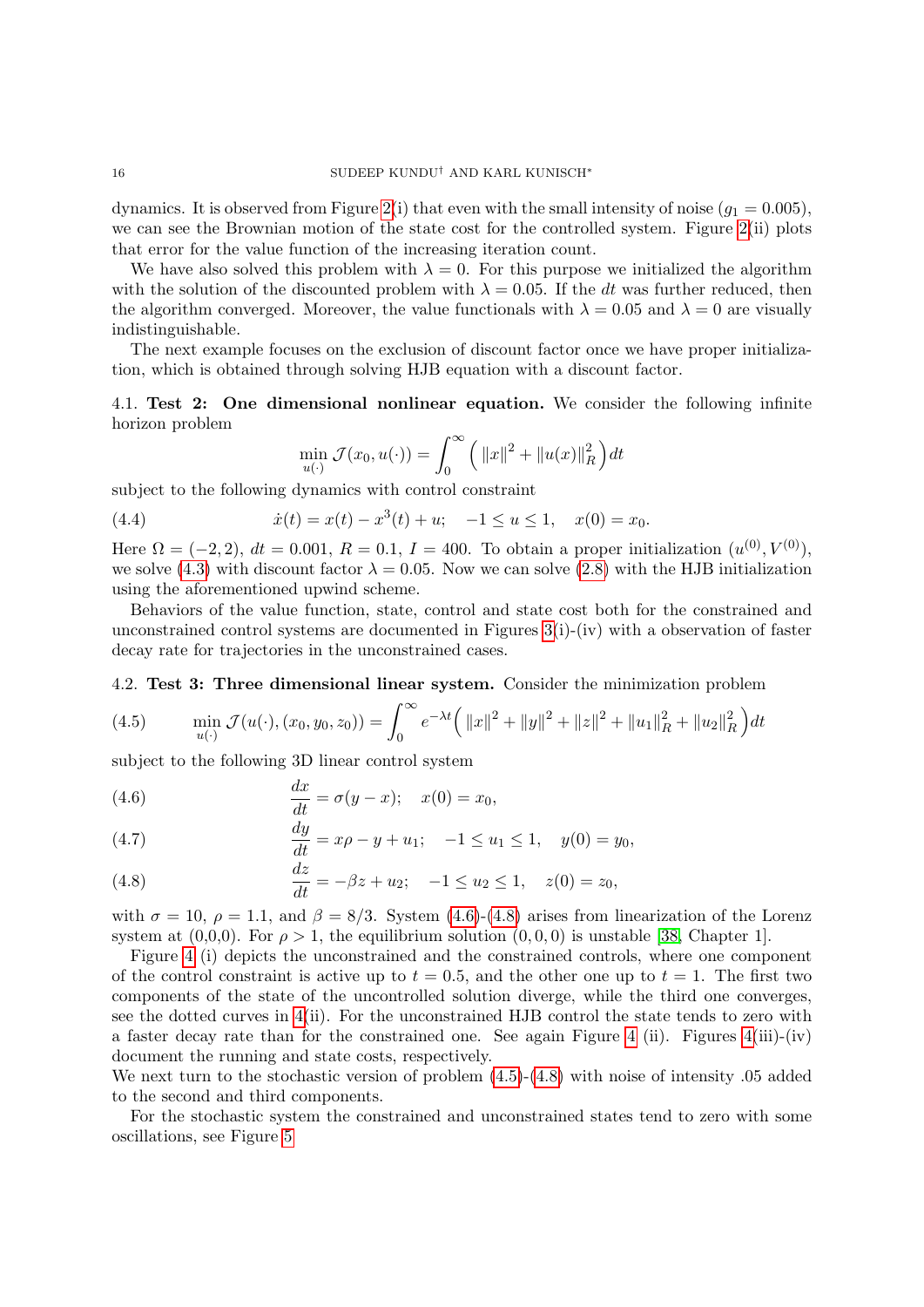dynamics. It is observed from Figure 2(i) that even with the small intensity of noise ($g_1 = 0.005$), we can see the Brownian motion of the state cost for the controlled system. Figure 2(ii) plots that error for the value function of the increasing iteration count.

We have also solved this problem with $\lambda = 0$. For this purpose we initialized the algorithm with the solution of the discounted problem with $\lambda = 0.05$. If the $dt$ was further reduced, then the algorithm converged. Moreover, the value functionals with $\lambda = 0.05$ and $\lambda = 0$ are visually indistinguishable.

The next example focuses on the exclusion of discount factor once we have proper initialization, which is obtained through solving HJB equation with a discount factor.

### 4.1. Test 2: One dimensional nonlinear equation.

We consider the following infinite horizon problem

$$\min_{u(\cdot)} \mathcal{J}(x_0, u(\cdot)) = \int_0^\infty \Big( \|x\|^2 + \|u(x)\|_R^2 \Big) dt$$

subject to the following dynamics with control constraint

$$\dot{x}(t) = x(t) - x^3(t) + u; \quad -1 \le u \le 1, \quad x(0) = x_0. \tag{4.4}$$

Here $\Omega = (-2, 2)$, $dt = 0.001$, $R = 0.1$, $I = 400$. To obtain a proper initialization $(u^{(0)}, V^{(0)})$, we solve (4.3) with discount factor $\lambda = 0.05$. Now we can solve (2.8) with the HJB initialization using the aforementioned upwind scheme.

Behaviors of the value function, state, control and state cost both for the constrained and unconstrained control systems are documented in Figures 3(i)-(iv) with a observation of faster decay rate for trajectories in the unconstrained cases.

### 4.2. Test 3: Three dimensional linear system.

Consider the minimization problem

$$\min_{u(\cdot)} \mathcal{J}(u(\cdot), (x_0, y_0, z_0)) = \int_0^\infty e^{-\lambda t} \Big( \|x\|^2 + \|y\|^2 + \|z\|^2 + \|u_1\|_R^2 + \|u_2\|_R^2 \Big) dt \tag{4.5}$$

subject to the following 3D linear control system

$$\frac{dx}{dt} = \sigma(y - x); \quad x(0) = x_0, \tag{4.6}$$

$$\frac{dy}{dt} = x\rho - y + u_1; \quad -1 \le u_1 \le 1, \quad y(0) = y_0, \tag{4.7}$$

$$\frac{dz}{dt} = -\beta z + u_2; \quad -1 \le u_2 \le 1, \quad z(0) = z_0, \tag{4.8}$$

with $\sigma = 10$, $\rho = 1.1$, and $\beta = 8/3$. System (4.6)-(4.8) arises from linearization of the Lorenz system at (0,0,0). For $\rho > 1$, the equilibrium solution $(0, 0, 0)$ is unstable [38, Chapter 1].

Figure 4 (i) depicts the unconstrained and the constrained controls, where one component of the control constraint is active up to $t = 0.5$, and the other one up to $t = 1$. The first two components of the state of the uncontrolled solution diverge, while the third one converges, see the dotted curves in 4(ii). For the unconstrained HJB control the state tends to zero with a faster decay rate than for the constrained one. See again Figure 4 (ii). Figures 4(iii)-(iv) document the running and state costs, respectively.
We next turn to the stochastic version of problem (4.5)-(4.8) with noise of intensity .05 added to the second and third components.

For the stochastic system the constrained and unconstrained states tend to zero with some oscillations, see Figure 5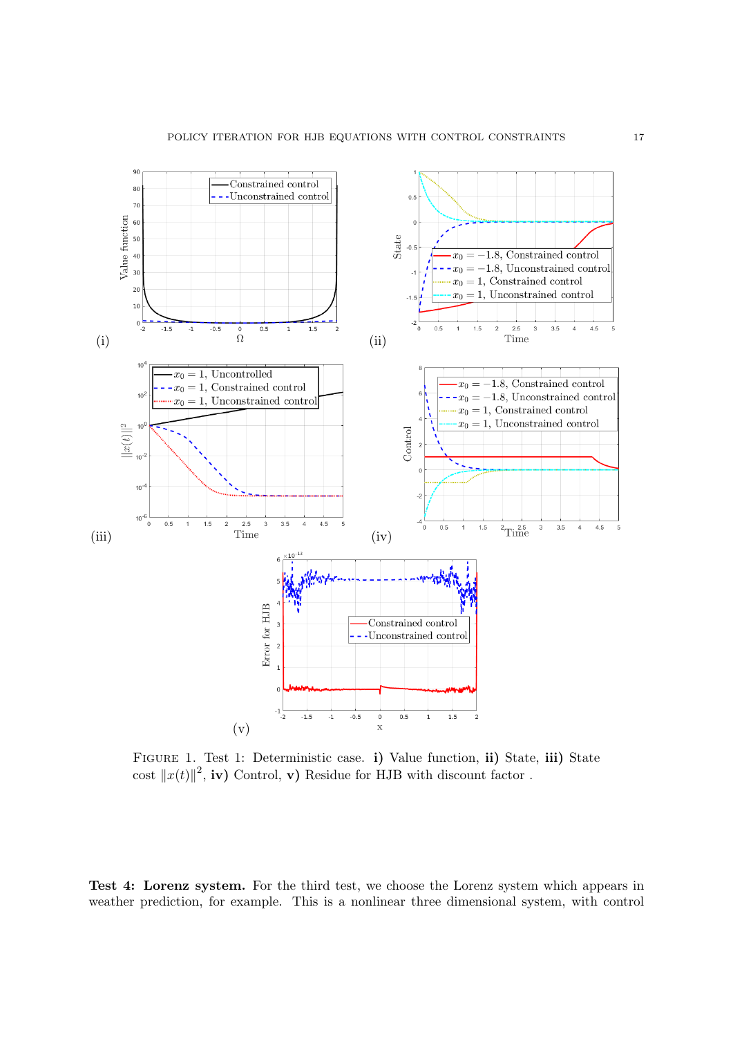Figure 1. Test 1: Deterministic case. **i)** Value function, **ii)** State, **iii)** State cost $\|x(t)\|^2$, **iv)** Control, **v)** Residue for HJB with discount factor .

**Test 4: Lorenz system.** For the third test, we choose the Lorenz system which appears in weather prediction, for example. This is a nonlinear three dimensional system, with control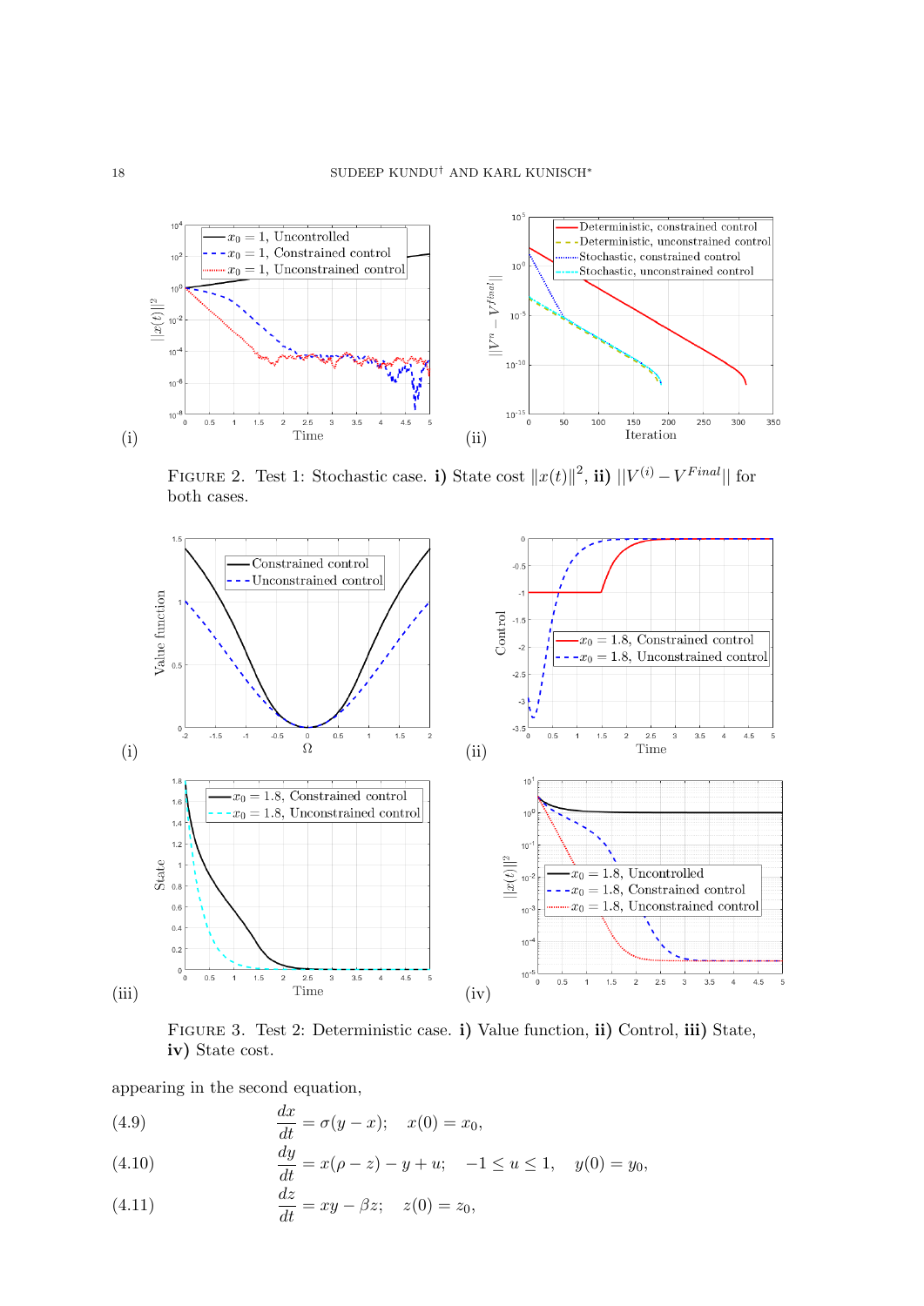FIGURE 2. Test 1: Stochastic case. **i)** State cost $\|x(t)\|^2$, **ii)** $||V^{(i)} - V^{Final}||$ for both cases.

FIGURE 3. Test 2: Deterministic case. **i)** Value function, **ii)** Control, **iii)** State, **iv)** State cost.

appearing in the second equation,

$$\frac{dx}{dt} = \sigma(y - x); \quad x(0) = x_0, \tag{4.9}$$

$$\frac{dy}{dt} = x(\rho - z) - y + u; \quad -1 \leq u \leq 1, \quad y(0) = y_0, \tag{4.10}$$

$$\frac{dz}{dt} = xy - \beta z; \quad z(0) = z_0, \tag{4.11}$$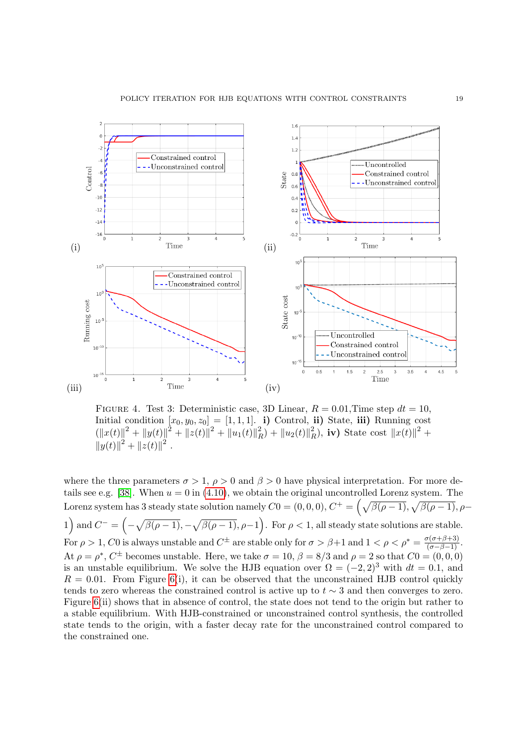FIGURE 4. Test 3: Deterministic case, 3D Linear, $R = 0.01$,Time step $dt = 10$, Initial condition $[x_0, y_0, z_0] = [1, 1, 1]$. **i)** Control, **ii)** State, **iii)** Running cost $(\|x(t)\|^2 + \|y(t)\|^2 + \|z(t)\|^2 + \|u_1(t)\|_R^2) + \|u_2(t)\|_R^2)$, **iv)** State cost $\|x(t)\|^2 + \|y(t)\|^2 + \|z(t)\|^2$ .

where the three parameters $\sigma > 1$, $\rho > 0$ and $\beta > 0$ have physical interpretation. For more details see e.g. [38]. When $u = 0$ in (4.10), we obtain the original uncontrolled Lorenz system. The Lorenz system has 3 steady state solution namely $C0 = (0, 0, 0)$, $C^+ = \left(\sqrt{\beta(\rho-1)}, \sqrt{\beta(\rho-1)}, \rho-1\right)$ and $C^- = \left(-\sqrt{\beta(\rho-1)}, -\sqrt{\beta(\rho-1)}, \rho-1\right)$. For $\rho < 1$, all steady state solutions are stable. For $\rho > 1$, $C0$ is always unstable and $C^\pm$ are stable only for $\sigma > \beta+1$ and $1 < \rho < \rho^* = \frac{\sigma(\sigma+\beta+3)}{(\sigma-\beta-1)}$. At $\rho = \rho^*$, $C^\pm$ becomes unstable. Here, we take $\sigma = 10$, $\beta = 8/3$ and $\rho = 2$ so that $C0 = (0, 0, 0)$ is an unstable equilibrium. We solve the HJB equation over $\Omega = (-2, 2)^3$ with $dt = 0.1$, and $R = 0.01$. From Figure 6(i), it can be observed that the unconstrained HJB control quickly tends to zero whereas the constrained control is active up to $t \sim 3$ and then converges to zero. Figure 6(ii) shows that in absence of control, the state does not tend to the origin but rather to a stable equilibrium. With HJB-constrained or unconstrained control synthesis, the controlled state tends to the origin, with a faster decay rate for the unconstrained control compared to the constrained one.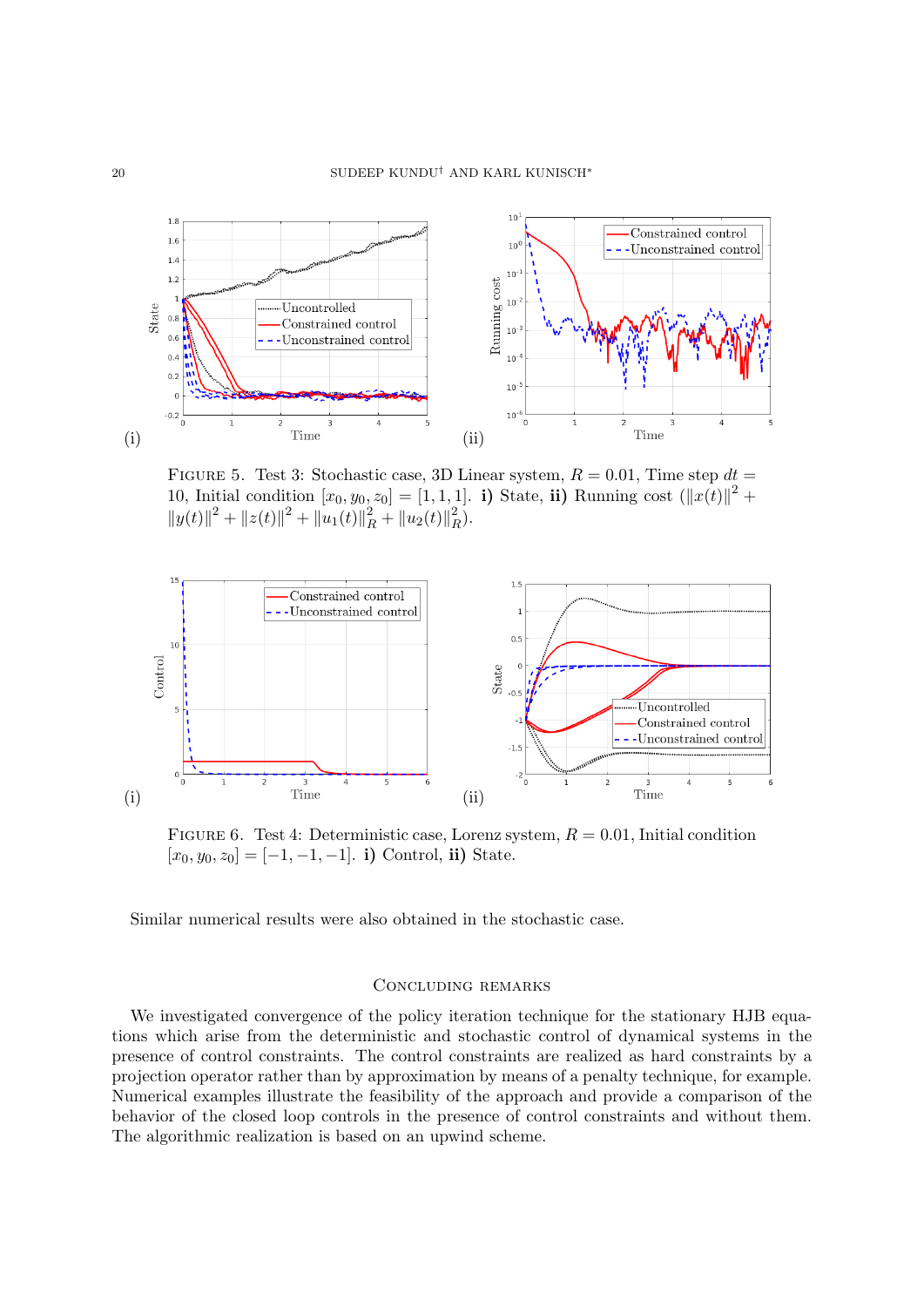FIGURE 5. Test 3: Stochastic case, 3D Linear system, $R = 0.01$, Time step $dt = 10$, Initial condition $[x_0, y_0, z_0] = [1, 1, 1]$. **i)** State, **ii)** Running cost $(\|x(t)\|^2 + \|y(t)\|^2 + \|z(t)\|^2 + \|u_1(t)\|_R^2 + \|u_2(t)\|_R^2)$.

FIGURE 6. Test 4: Deterministic case, Lorenz system, $R = 0.01$, Initial condition $[x_0, y_0, z_0] = [-1, -1, -1]$. **i)** Control, **ii)** State.

Similar numerical results were also obtained in the stochastic case.

## Concluding remarks

We investigated convergence of the policy iteration technique for the stationary HJB equations which arise from the deterministic and stochastic control of dynamical systems in the presence of control constraints. The control constraints are realized as hard constraints by a projection operator rather than by approximation by means of a penalty technique, for example. Numerical examples illustrate the feasibility of the approach and provide a comparison of the behavior of the closed loop controls in the presence of control constraints and without them. The algorithmic realization is based on an upwind scheme.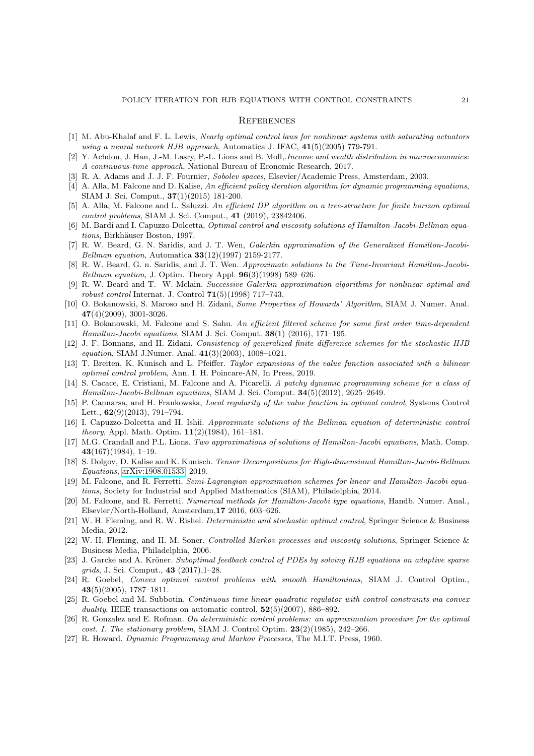## References

[1] M. Abu-Khalaf and F. L. Lewis, *Nearly optimal control laws for nonlinear systems with saturating actuators using a neural network HJB approach*, Automatica J. IFAC, **41**(5)(2005) 779-791.

[2] Y. Achdou, J. Han, J.-M. Lasry, P.-L. Lions and B. Moll,.*Income and wealth distribution in macroeconomics: A continuous-time approach*, National Bureau of Economic Research, 2017.

[3] R. A. Adams and J. J. F. Fournier, *Sobolev spaces*, Elsevier/Academic Press, Amsterdam, 2003.

[4] A. Alla, M. Falcone and D. Kalise, *An efficient policy iteration algorithm for dynamic programming equations*, SIAM J. Sci. Comput., **37**(1)(2015) 181-200.

[5] A. Alla, M. Falcone and L. Saluzzi. *An efficient DP algorithm on a tree-structure for finite horizon optimal control problems*, SIAM J. Sci. Comput., **41** (2019), 23842406.

[6] M. Bardi and I. Capuzzo-Dolcetta, *Optimal control and viscosity solutions of Hamilton-Jacobi-Bellman equations*, Birkhäuser Boston, 1997.

[7] R. W. Beard, G. N. Saridis, and J. T. Wen, *Galerkin approximation of the Generalized Hamilton-Jacobi-Bellman equation*, Automatica **33**(12)(1997) 2159-2177.

[8] R. W. Beard, G. n. Saridis, and J. T. Wen. *Approximate solutions to the Time-Invariant Hamilton-Jacobi-Bellman equation,* J. Optim. Theory Appl. **96**(3)(1998) 589–626.

[9] R. W. Beard and T. W. Mclain. *Successive Galerkin approximation algorithms for nonlinear optimal and robust control* Internat. J. Control **71**(5)(1998) 717–743.

[10] O. Bokanowski, S. Maroso and H. Zidani, *Some Properties of Howards' Algorithm*, SIAM J. Numer. Anal. **47**(4)(2009), 3001-3026.

[11] O. Bokanowski, M. Falcone and S. Sahu. *An efficient filtered scheme for some first order time-dependent Hamilton-Jacobi equations*, SIAM J. Sci. Comput. **38**(1) (2016), 171–195.

[12] J. F. Bonnans, and H. Zidani. *Consistency of generalized finite difference schemes for the stochastic HJB equation*, SIAM J.Numer. Anal. **41**(3)(2003), 1008–1021.

[13] T. Breiten, K. Kunisch and L. Pfeiffer. *Taylor expansions of the value function associated with a bilinear optimal control problem*, Ann. I. H. Poincare-AN, In Press, 2019.

[14] S. Cacace, E. Cristiani, M. Falcone and A. Picarelli. *A patchy dynamic programming scheme for a class of Hamilton-Jacobi-Bellman equations*, SIAM J. Sci. Comput. **34**(5)(2012), 2625–2649.

[15] P. Cannarsa, and H. Frankowska, *Local regularity of the value function in optimal control*, Systems Control Lett., **62**(9)(2013), 791–794.

[16] I. Capuzzo-Dolcetta and H. Ishii. *Approximate solutions of the Bellman equation of deterministic control theory*, Appl. Math. Optim. **11**(2)(1984), 161–181.

[17] M.G. Crandall and P.L. Lions. *Two approximations of solutions of Hamilton-Jacobi equations*, Math. Comp. **43**(167)(1984), 1–19.

[18] S. Dolgov, D. Kalise and K. Kunisch. *Tensor Decompositions for High-dimensional Hamilton-Jacobi-Bellman Equations*, arXiv:1908.01533, 2019.

[19] M. Falcone, and R. Ferretti. *Semi-Lagrangian approximation schemes for linear and Hamilton-Jacobi equations*, Society for Industrial and Applied Mathematics (SIAM), Philadelphia, 2014.

[20] M. Falcone, and R. Ferretti. *Numerical methods for Hamilton-Jacobi type equations*, Handb. Numer. Anal., Elsevier/North-Holland, Amsterdam,**17** 2016, 603–626.

[21] W. H. Fleming, and R. W. Rishel. *Deterministic and stochastic optimal control*, Springer Science & Business Media, 2012.

[22] W. H. Fleming, and H. M. Soner, *Controlled Markov processes and viscosity solutions*, Springer Science & Business Media, Philadelphia, 2006.

[23] J. Garcke and A. Kröner. *Suboptimal feedback control of PDEs by solving HJB equations on adaptive sparse grids*, J. Sci. Comput., **43** (2017),1–28.

[24] R. Goebel, *Convex optimal control problems with smooth Hamiltonians*, SIAM J. Control Optim., **43**(5)(2005), 1787–1811.

[25] R. Goebel and M. Subbotin, *Continuous time linear quadratic regulator with control constraints via convex duality*, IEEE transactions on automatic control, **52**(5)(2007), 886–892.

[26] R. Gonzalez and E. Rofman. *On deterministic control problems: an approximation procedure for the optimal cost. I. The stationary problem*, SIAM J. Control Optim. **23**(2)(1985), 242–266.

[27] R. Howard. *Dynamic Programming and Markov Processes*, The M.I.T. Press, 1960.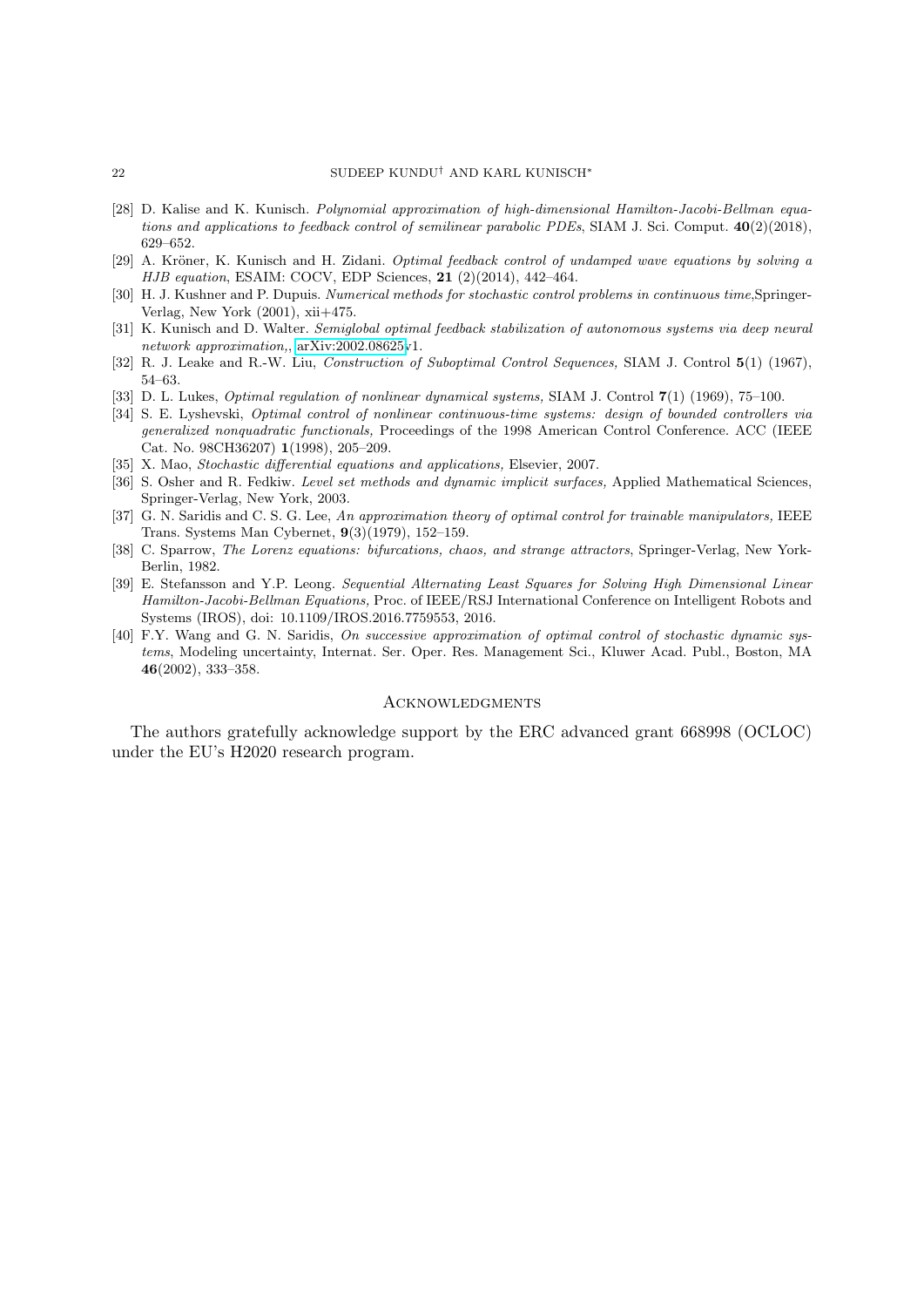[28] D. Kalise and K. Kunisch. *Polynomial approximation of high-dimensional Hamilton-Jacobi-Bellman equations and applications to feedback control of semilinear parabolic PDEs*, SIAM J. Sci. Comput. **40**(2)(2018), 629–652.

[29] A. Kröner, K. Kunisch and H. Zidani. *Optimal feedback control of undamped wave equations by solving a HJB equation*, ESAIM: COCV, EDP Sciences, **21** (2)(2014), 442–464.

[30] H. J. Kushner and P. Dupuis. *Numerical methods for stochastic control problems in continuous time*,Springer-Verlag, New York (2001), xii+475.

[31] K. Kunisch and D. Walter. *Semiglobal optimal feedback stabilization of autonomous systems via deep neural network approximation*,, arXiv:2002.08625v1.

[32] R. J. Leake and R.-W. Liu, *Construction of Suboptimal Control Sequences,* SIAM J. Control **5**(1) (1967), 54–63.

[33] D. L. Lukes, *Optimal regulation of nonlinear dynamical systems,* SIAM J. Control **7**(1) (1969), 75–100.

[34] S. E. Lyshevski, *Optimal control of nonlinear continuous-time systems: design of bounded controllers via generalized nonquadratic functionals,* Proceedings of the 1998 American Control Conference. ACC (IEEE Cat. No. 98CH36207) **1**(1998), 205–209.

[35] X. Mao, *Stochastic differential equations and applications,* Elsevier, 2007.

[36] S. Osher and R. Fedkiw. *Level set methods and dynamic implicit surfaces,* Applied Mathematical Sciences, Springer-Verlag, New York, 2003.

[37] G. N. Saridis and C. S. G. Lee, *An approximation theory of optimal control for trainable manipulators,* IEEE Trans. Systems Man Cybernet, **9**(3)(1979), 152–159.

[38] C. Sparrow, *The Lorenz equations: bifurcations, chaos, and strange attractors*, Springer-Verlag, New York-Berlin, 1982.

[39] E. Stefansson and Y.P. Leong. *Sequential Alternating Least Squares for Solving High Dimensional Linear Hamilton-Jacobi-Bellman Equations,* Proc. of IEEE/RSJ International Conference on Intelligent Robots and Systems (IROS), doi: 10.1109/IROS.2016.7759553, 2016.

[40] F.Y. Wang and G. N. Saridis, *On successive approximation of optimal control of stochastic dynamic systems*, Modeling uncertainty, Internat. Ser. Oper. Res. Management Sci., Kluwer Acad. Publ., Boston, MA **46**(2002), 333–358.

## Acknowledgments

The authors gratefully acknowledge support by the ERC advanced grant 668998 (OCLOC) under the EU's H2020 research program.